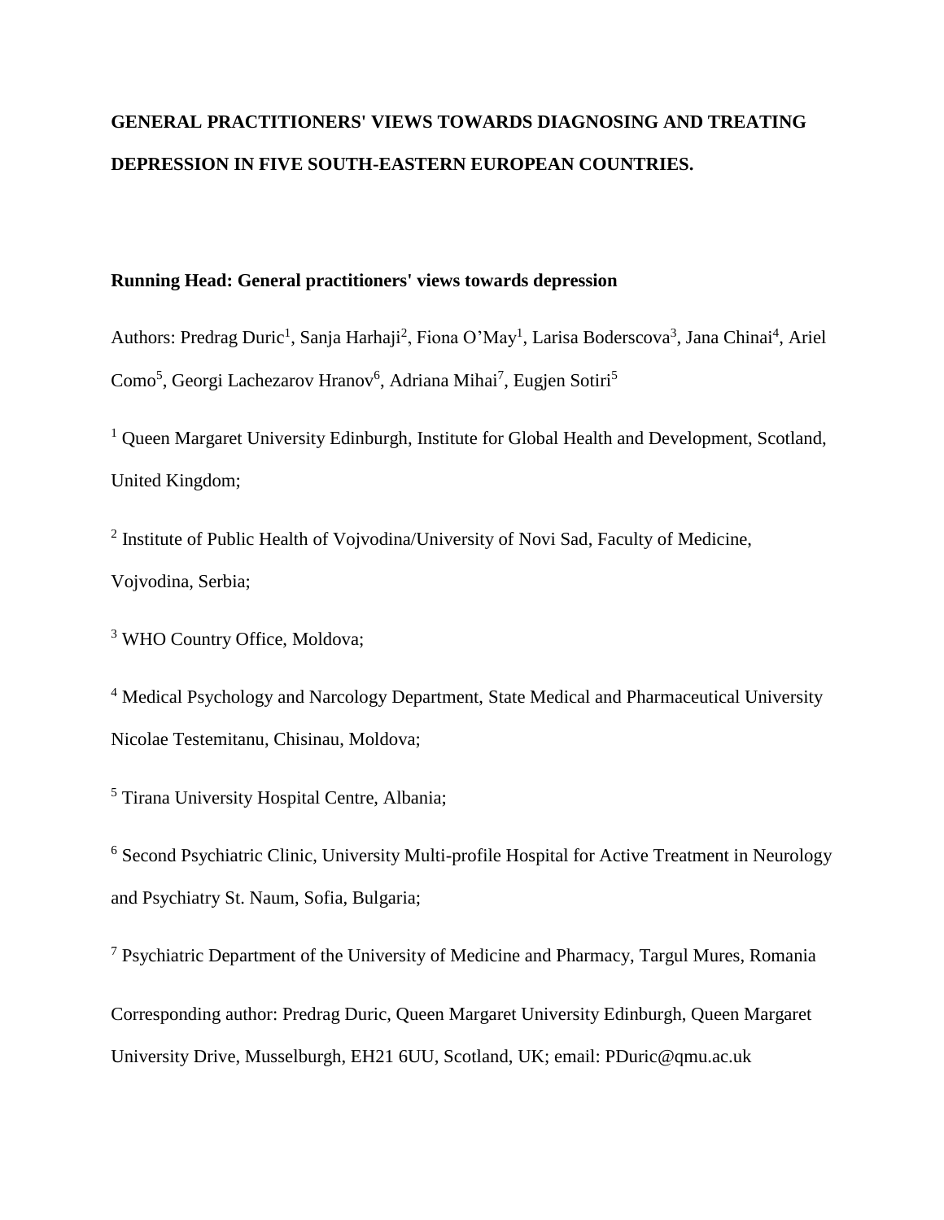# GENERAL PRACTITIONERS' VIEWS TOWARDS DIAGNOSING AND TREATING DEPRESSION IN FIVE SOUTH-EASTERN EUROPEAN COUNTRIES.

**Running Head: General practitioners' views towards depression**

Authors: Predrag Duric[1], Sanja Harhaji[2], Fiona O'May[1], Larisa Boderscova[3], Jana Chinai[4], Ariel Como[5], Georgi Lachezarov Hranov[6], Adriana Mihai[7], Eugjen Sotiri[5]

[1] Queen Margaret University Edinburgh, Institute for Global Health and Development, Scotland, United Kingdom;

[2] Institute of Public Health of Vojvodina/University of Novi Sad, Faculty of Medicine, Vojvodina, Serbia;

[3] WHO Country Office, Moldova;

[4] Medical Psychology and Narcology Department, State Medical and Pharmaceutical University Nicolae Testemitanu, Chisinau, Moldova;

[5] Tirana University Hospital Centre, Albania;

[6] Second Psychiatric Clinic, University Multi-profile Hospital for Active Treatment in Neurology and Psychiatry St. Naum, Sofia, Bulgaria;

[7] Psychiatric Department of the University of Medicine and Pharmacy, Targul Mures, Romania

Corresponding author: Predrag Duric, Queen Margaret University Edinburgh, Queen Margaret University Drive, Musselburgh, EH21 6UU, Scotland, UK; email: PDuric@qmu.ac.uk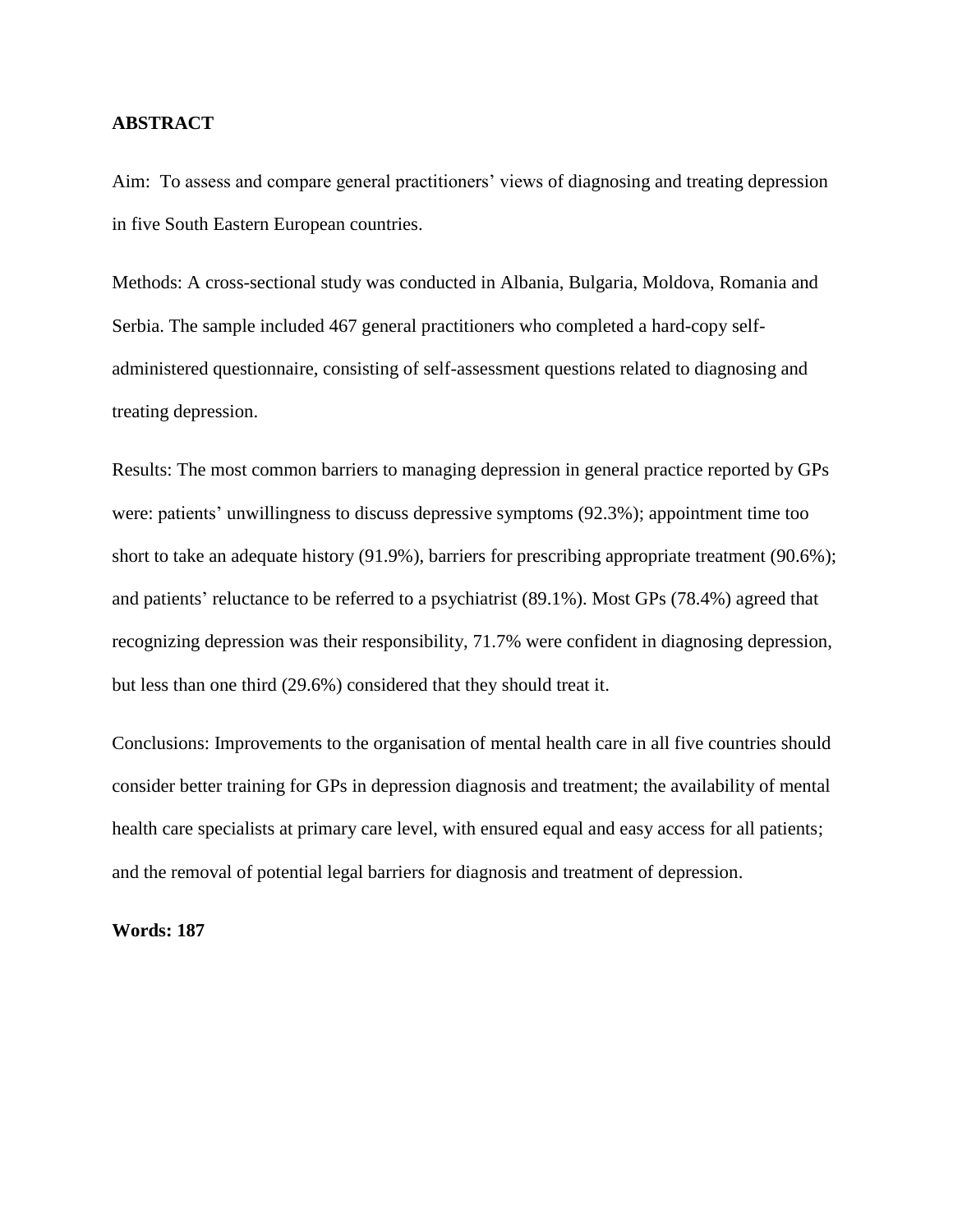## ABSTRACT

Aim: To assess and compare general practitioners' views of diagnosing and treating depression in five South Eastern European countries.

Methods: A cross-sectional study was conducted in Albania, Bulgaria, Moldova, Romania and Serbia. The sample included 467 general practitioners who completed a hard-copy self-administered questionnaire, consisting of self-assessment questions related to diagnosing and treating depression.

Results: The most common barriers to managing depression in general practice reported by GPs were: patients' unwillingness to discuss depressive symptoms (92.3%); appointment time too short to take an adequate history (91.9%), barriers for prescribing appropriate treatment (90.6%); and patients' reluctance to be referred to a psychiatrist (89.1%). Most GPs (78.4%) agreed that recognizing depression was their responsibility, 71.7% were confident in diagnosing depression, but less than one third (29.6%) considered that they should treat it.

Conclusions: Improvements to the organisation of mental health care in all five countries should consider better training for GPs in depression diagnosis and treatment; the availability of mental health care specialists at primary care level, with ensured equal and easy access for all patients; and the removal of potential legal barriers for diagnosis and treatment of depression.

**Words: 187**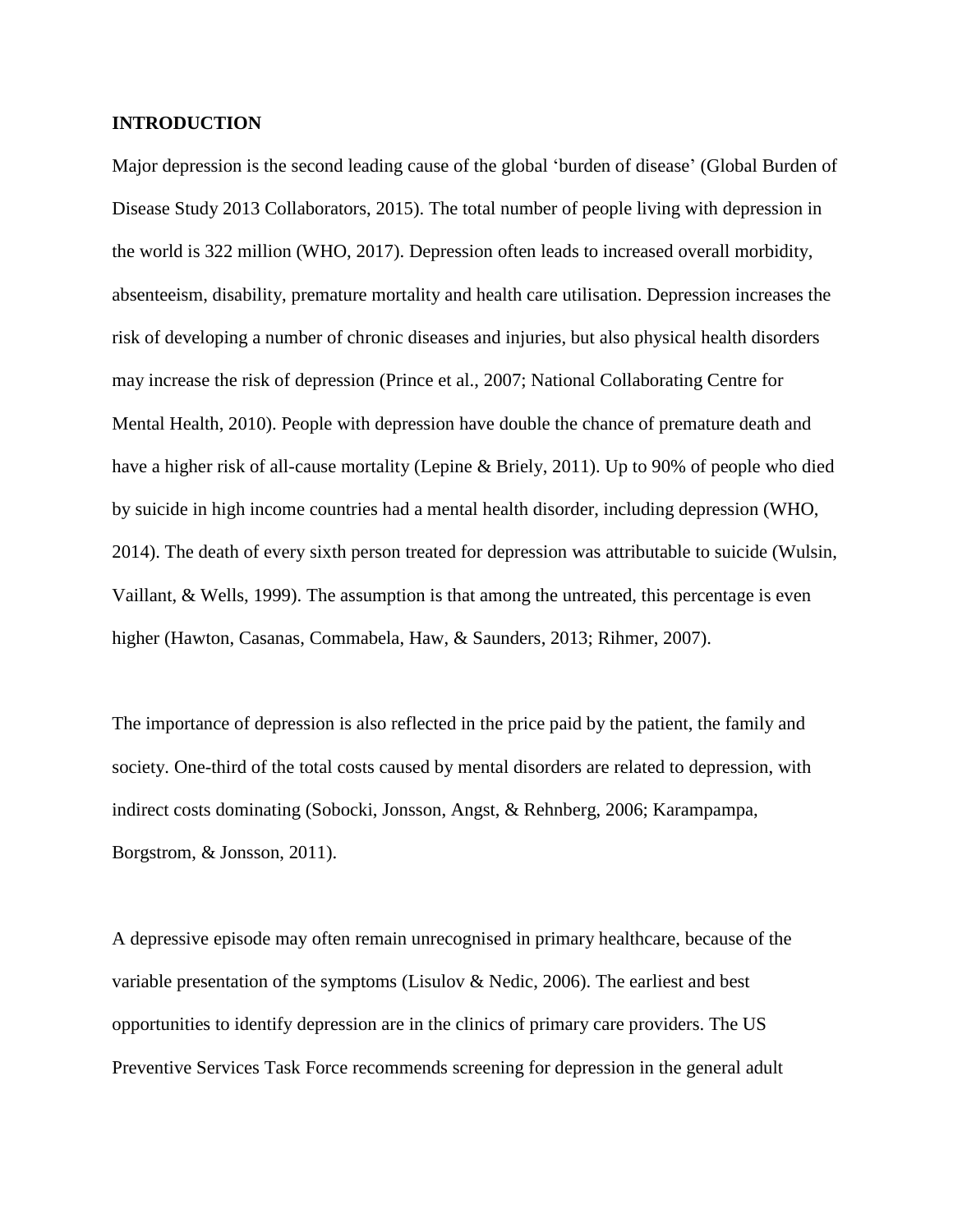**INTRODUCTION**

Major depression is the second leading cause of the global 'burden of disease' (Global Burden of Disease Study 2013 Collaborators, 2015). The total number of people living with depression in the world is 322 million (WHO, 2017). Depression often leads to increased overall morbidity, absenteeism, disability, premature mortality and health care utilisation. Depression increases the risk of developing a number of chronic diseases and injuries, but also physical health disorders may increase the risk of depression (Prince et al., 2007; National Collaborating Centre for Mental Health, 2010). People with depression have double the chance of premature death and have a higher risk of all-cause mortality (Lepine & Briely, 2011). Up to 90% of people who died by suicide in high income countries had a mental health disorder, including depression (WHO, 2014). The death of every sixth person treated for depression was attributable to suicide (Wulsin, Vaillant, & Wells, 1999). The assumption is that among the untreated, this percentage is even higher (Hawton, Casanas, Commabela, Haw, & Saunders, 2013; Rihmer, 2007).

The importance of depression is also reflected in the price paid by the patient, the family and society. One-third of the total costs caused by mental disorders are related to depression, with indirect costs dominating (Sobocki, Jonsson, Angst, & Rehnberg, 2006; Karampampa, Borgstrom, & Jonsson, 2011).

A depressive episode may often remain unrecognised in primary healthcare, because of the variable presentation of the symptoms (Lisulov & Nedic, 2006). The earliest and best opportunities to identify depression are in the clinics of primary care providers. The US Preventive Services Task Force recommends screening for depression in the general adult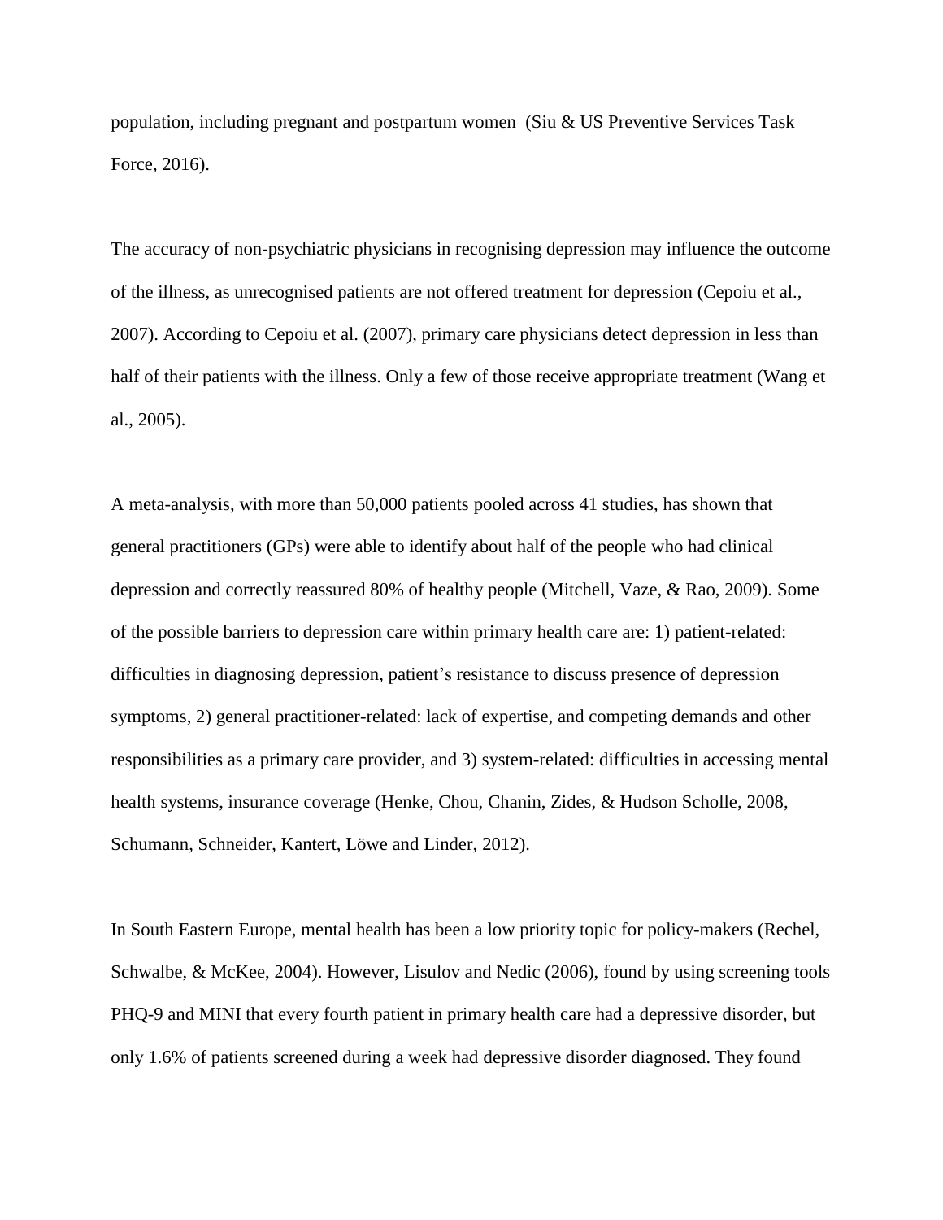population, including pregnant and postpartum women  (Siu & US Preventive Services Task Force, 2016).

The accuracy of non-psychiatric physicians in recognising depression may influence the outcome of the illness, as unrecognised patients are not offered treatment for depression (Cepoiu et al., 2007). According to Cepoiu et al. (2007), primary care physicians detect depression in less than half of their patients with the illness. Only a few of those receive appropriate treatment (Wang et al., 2005).

A meta-analysis, with more than 50,000 patients pooled across 41 studies, has shown that general practitioners (GPs) were able to identify about half of the people who had clinical depression and correctly reassured 80% of healthy people (Mitchell, Vaze, & Rao, 2009). Some of the possible barriers to depression care within primary health care are: 1) patient-related: difficulties in diagnosing depression, patient's resistance to discuss presence of depression symptoms, 2) general practitioner-related: lack of expertise, and competing demands and other responsibilities as a primary care provider, and 3) system-related: difficulties in accessing mental health systems, insurance coverage (Henke, Chou, Chanin, Zides, & Hudson Scholle, 2008, Schumann, Schneider, Kantert, Löwe and Linder, 2012).

In South Eastern Europe, mental health has been a low priority topic for policy-makers (Rechel, Schwalbe, & McKee, 2004). However, Lisulov and Nedic (2006), found by using screening tools PHQ-9 and MINI that every fourth patient in primary health care had a depressive disorder, but only 1.6% of patients screened during a week had depressive disorder diagnosed. They found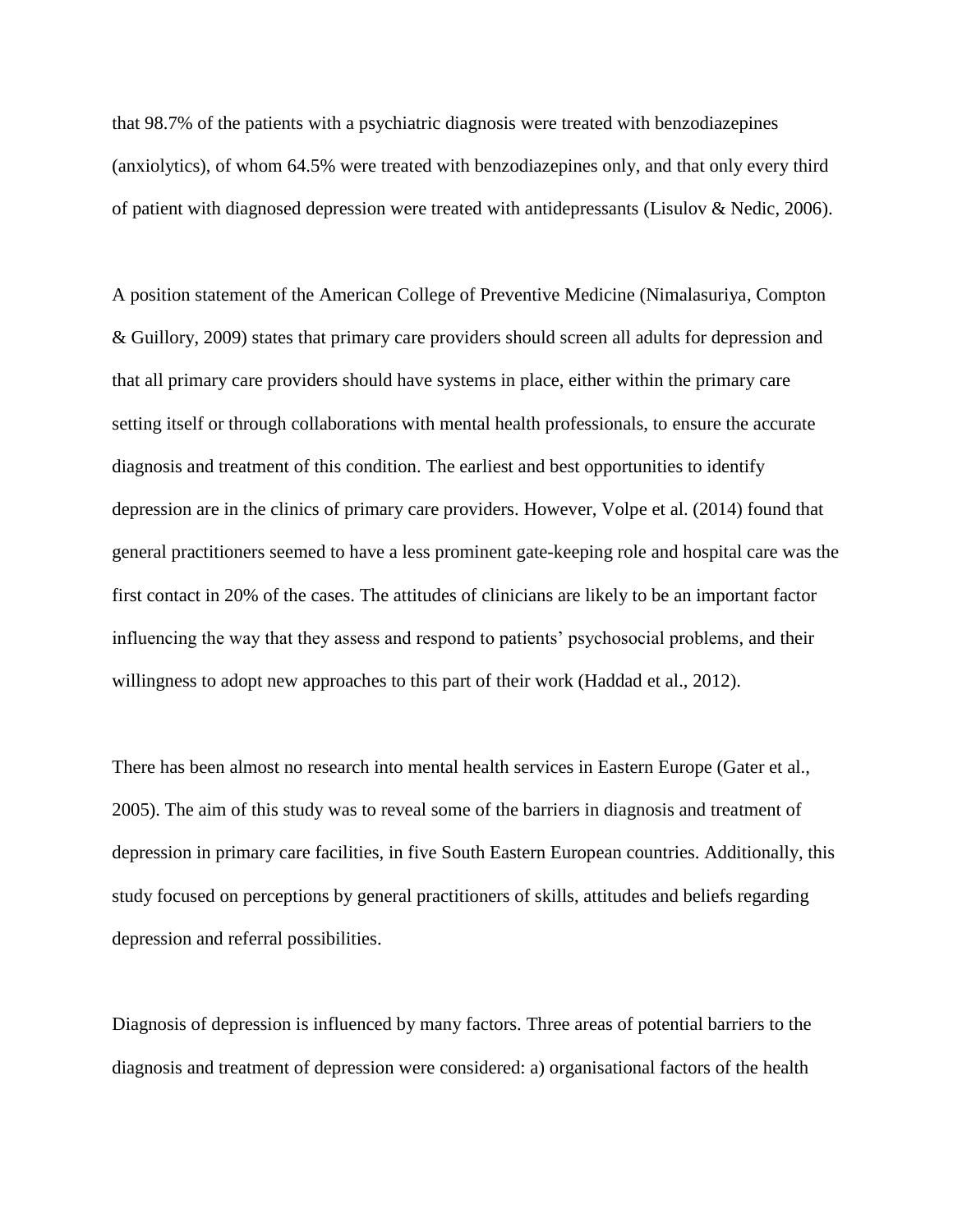that 98.7% of the patients with a psychiatric diagnosis were treated with benzodiazepines (anxiolytics), of whom 64.5% were treated with benzodiazepines only, and that only every third of patient with diagnosed depression were treated with antidepressants (Lisulov & Nedic, 2006).

A position statement of the American College of Preventive Medicine (Nimalasuriya, Compton & Guillory, 2009) states that primary care providers should screen all adults for depression and that all primary care providers should have systems in place, either within the primary care setting itself or through collaborations with mental health professionals, to ensure the accurate diagnosis and treatment of this condition. The earliest and best opportunities to identify depression are in the clinics of primary care providers. However, Volpe et al. (2014) found that general practitioners seemed to have a less prominent gate-keeping role and hospital care was the first contact in 20% of the cases. The attitudes of clinicians are likely to be an important factor influencing the way that they assess and respond to patients' psychosocial problems, and their willingness to adopt new approaches to this part of their work (Haddad et al., 2012).

There has been almost no research into mental health services in Eastern Europe (Gater et al., 2005). The aim of this study was to reveal some of the barriers in diagnosis and treatment of depression in primary care facilities, in five South Eastern European countries. Additionally, this study focused on perceptions by general practitioners of skills, attitudes and beliefs regarding depression and referral possibilities.

Diagnosis of depression is influenced by many factors. Three areas of potential barriers to the diagnosis and treatment of depression were considered: a) organisational factors of the health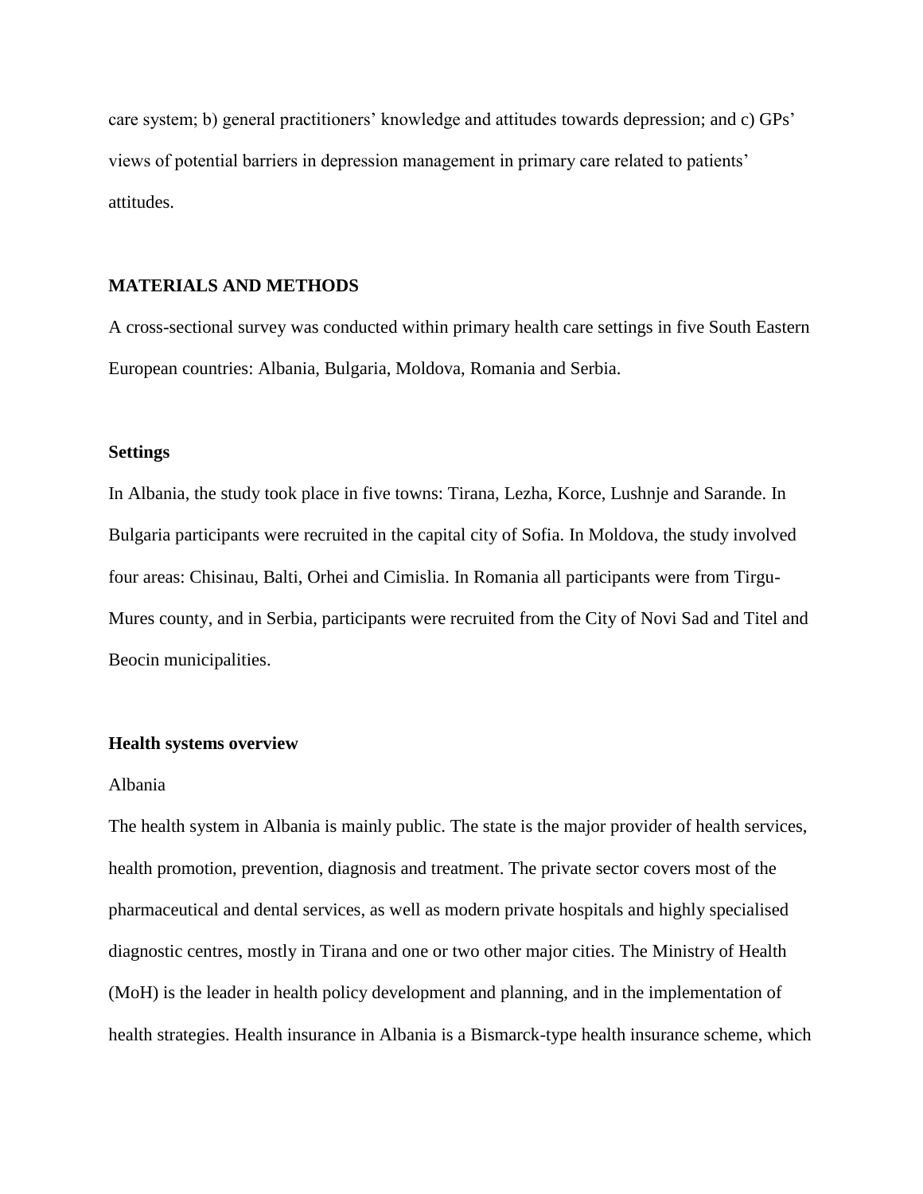care system; b) general practitioners' knowledge and attitudes towards depression; and c) GPs' views of potential barriers in depression management in primary care related to patients' attitudes.

## MATERIALS AND METHODS

A cross-sectional survey was conducted within primary health care settings in five South Eastern European countries: Albania, Bulgaria, Moldova, Romania and Serbia.

### Settings

In Albania, the study took place in five towns: Tirana, Lezha, Korce, Lushnje and Sarande. In Bulgaria participants were recruited in the capital city of Sofia. In Moldova, the study involved four areas: Chisinau, Balti, Orhei and Cimislia. In Romania all participants were from Tirgu-Mures county, and in Serbia, participants were recruited from the City of Novi Sad and Titel and Beocin municipalities.

### Health systems overview

Albania

The health system in Albania is mainly public. The state is the major provider of health services, health promotion, prevention, diagnosis and treatment. The private sector covers most of the pharmaceutical and dental services, as well as modern private hospitals and highly specialised diagnostic centres, mostly in Tirana and one or two other major cities. The Ministry of Health (MoH) is the leader in health policy development and planning, and in the implementation of health strategies. Health insurance in Albania is a Bismarck-type health insurance scheme, which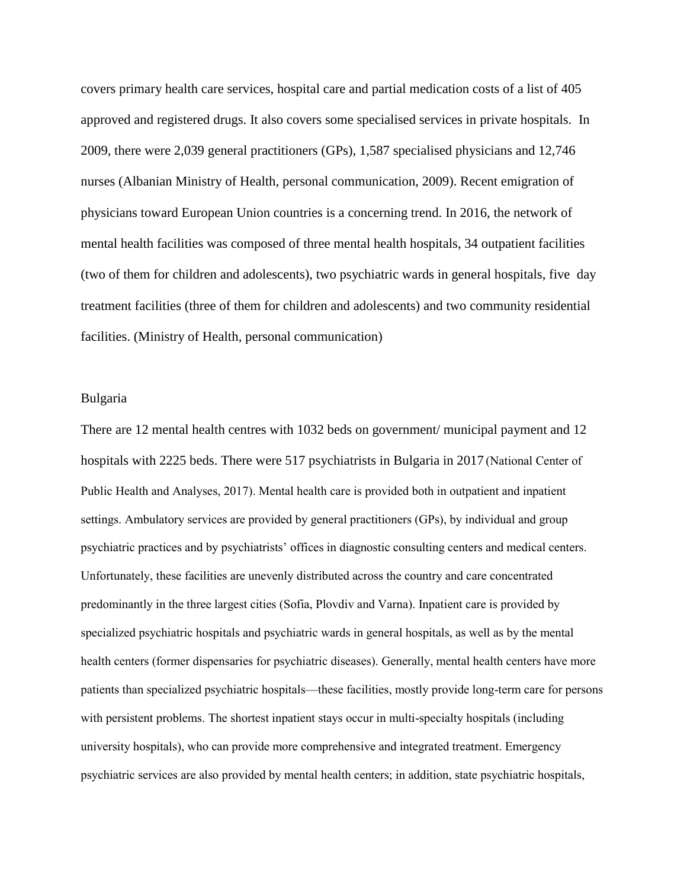covers primary health care services, hospital care and partial medication costs of a list of 405 approved and registered drugs. It also covers some specialised services in private hospitals. In 2009, there were 2,039 general practitioners (GPs), 1,587 specialised physicians and 12,746 nurses (Albanian Ministry of Health, personal communication, 2009). Recent emigration of physicians toward European Union countries is a concerning trend. In 2016, the network of mental health facilities was composed of three mental health hospitals, 34 outpatient facilities (two of them for children and adolescents), two psychiatric wards in general hospitals, five day treatment facilities (three of them for children and adolescents) and two community residential facilities. (Ministry of Health, personal communication)

## Bulgaria

There are 12 mental health centres with 1032 beds on government/ municipal payment and 12 hospitals with 2225 beds. There were 517 psychiatrists in Bulgaria in 2017 (National Center of Public Health and Analyses, 2017). Mental health care is provided both in outpatient and inpatient settings. Ambulatory services are provided by general practitioners (GPs), by individual and group psychiatric practices and by psychiatrists' offices in diagnostic consulting centers and medical centers. Unfortunately, these facilities are unevenly distributed across the country and care concentrated predominantly in the three largest cities (Sofia, Plovdiv and Varna). Inpatient care is provided by specialized psychiatric hospitals and psychiatric wards in general hospitals, as well as by the mental health centers (former dispensaries for psychiatric diseases). Generally, mental health centers have more patients than specialized psychiatric hospitals—these facilities, mostly provide long-term care for persons with persistent problems. The shortest inpatient stays occur in multi-specialty hospitals (including university hospitals), who can provide more comprehensive and integrated treatment. Emergency psychiatric services are also provided by mental health centers; in addition, state psychiatric hospitals,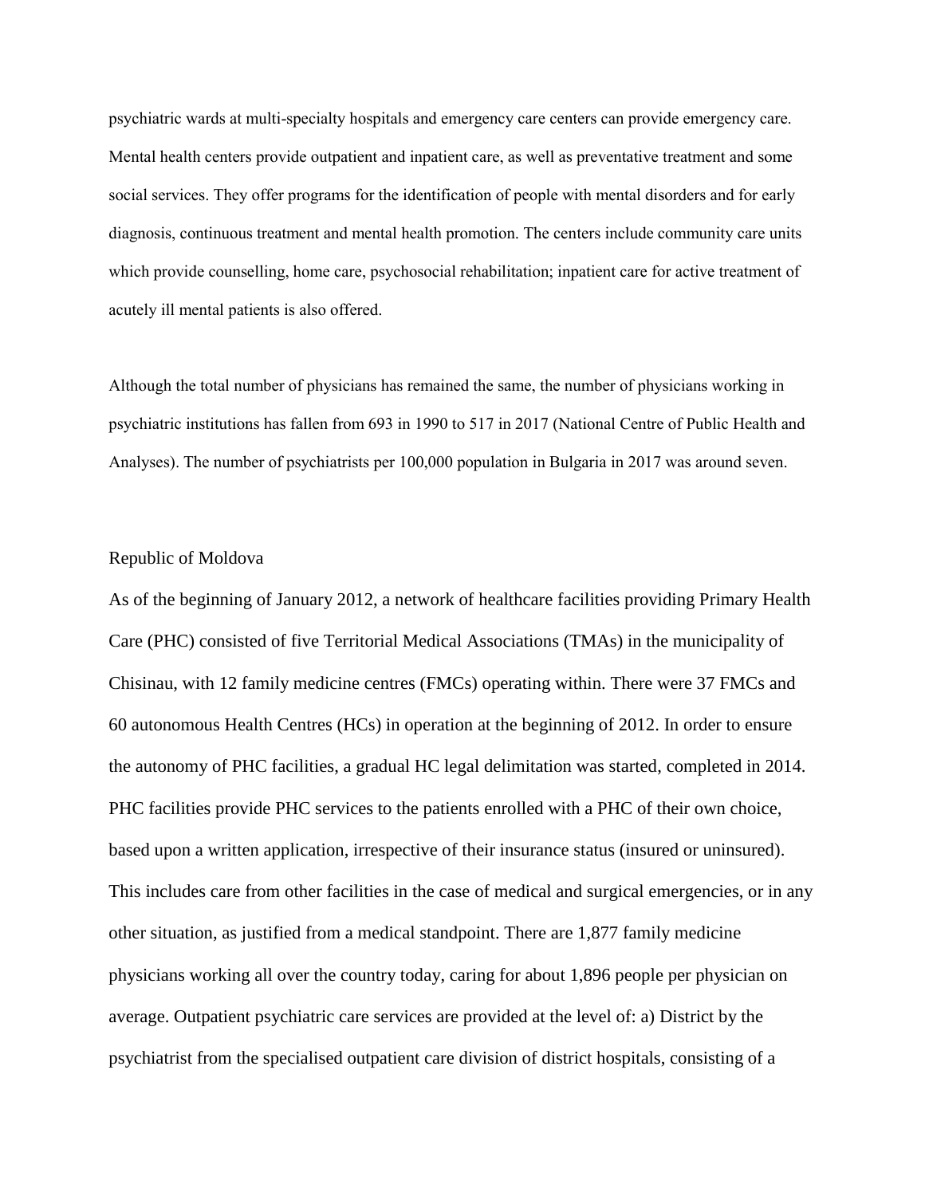psychiatric wards at multi-specialty hospitals and emergency care centers can provide emergency care. Mental health centers provide outpatient and inpatient care, as well as preventative treatment and some social services. They offer programs for the identification of people with mental disorders and for early diagnosis, continuous treatment and mental health promotion. The centers include community care units which provide counselling, home care, psychosocial rehabilitation; inpatient care for active treatment of acutely ill mental patients is also offered.

Although the total number of physicians has remained the same, the number of physicians working in psychiatric institutions has fallen from 693 in 1990 to 517 in 2017 (National Centre of Public Health and Analyses). The number of psychiatrists per 100,000 population in Bulgaria in 2017 was around seven.

## Republic of Moldova

As of the beginning of January 2012, a network of healthcare facilities providing Primary Health Care (PHC) consisted of five Territorial Medical Associations (TMAs) in the municipality of Chisinau, with 12 family medicine centres (FMCs) operating within. There were 37 FMCs and 60 autonomous Health Centres (HCs) in operation at the beginning of 2012. In order to ensure the autonomy of PHC facilities, a gradual HC legal delimitation was started, completed in 2014. PHC facilities provide PHC services to the patients enrolled with a PHC of their own choice, based upon a written application, irrespective of their insurance status (insured or uninsured). This includes care from other facilities in the case of medical and surgical emergencies, or in any other situation, as justified from a medical standpoint. There are 1,877 family medicine physicians working all over the country today, caring for about 1,896 people per physician on average. Outpatient psychiatric care services are provided at the level of: a) District by the psychiatrist from the specialised outpatient care division of district hospitals, consisting of a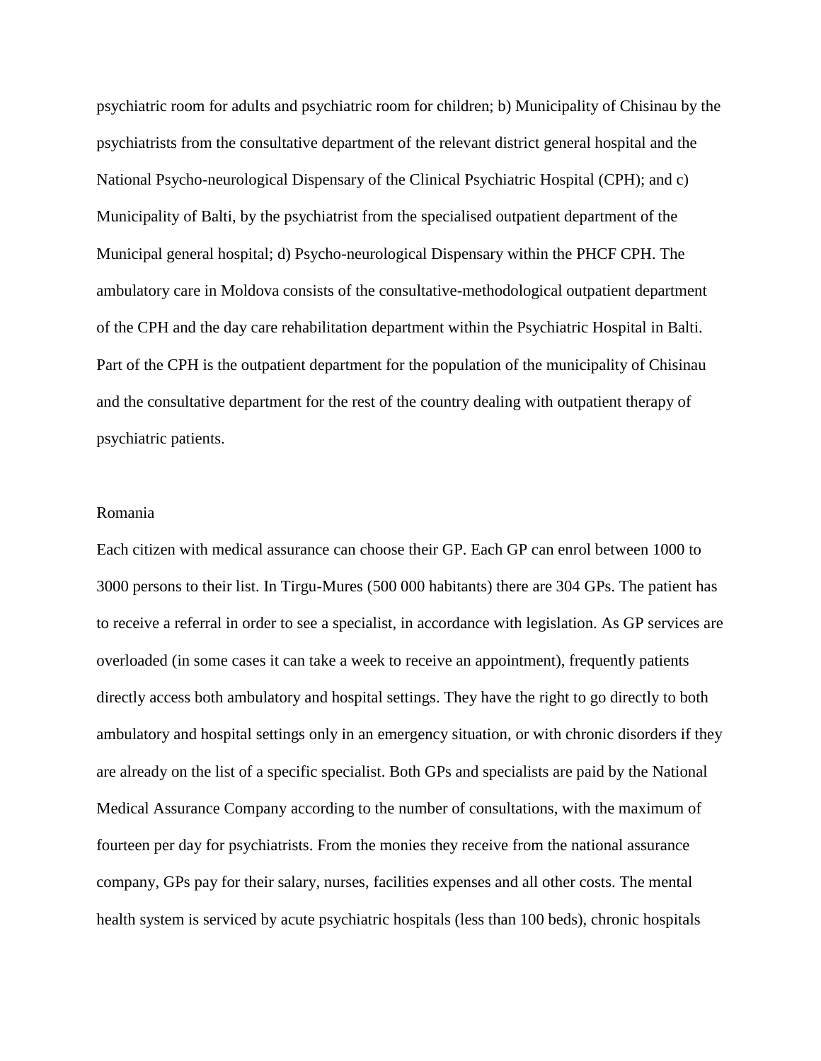psychiatric room for adults and psychiatric room for children; b) Municipality of Chisinau by the psychiatrists from the consultative department of the relevant district general hospital and the National Psycho-neurological Dispensary of the Clinical Psychiatric Hospital (CPH); and c) Municipality of Balti, by the psychiatrist from the specialised outpatient department of the Municipal general hospital; d) Psycho-neurological Dispensary within the PHCF CPH. The ambulatory care in Moldova consists of the consultative-methodological outpatient department of the CPH and the day care rehabilitation department within the Psychiatric Hospital in Balti. Part of the CPH is the outpatient department for the population of the municipality of Chisinau and the consultative department for the rest of the country dealing with outpatient therapy of psychiatric patients.

## Romania

Each citizen with medical assurance can choose their GP. Each GP can enrol between 1000 to 3000 persons to their list. In Tirgu-Mures (500 000 habitants) there are 304 GPs. The patient has to receive a referral in order to see a specialist, in accordance with legislation. As GP services are overloaded (in some cases it can take a week to receive an appointment), frequently patients directly access both ambulatory and hospital settings. They have the right to go directly to both ambulatory and hospital settings only in an emergency situation, or with chronic disorders if they are already on the list of a specific specialist. Both GPs and specialists are paid by the National Medical Assurance Company according to the number of consultations, with the maximum of fourteen per day for psychiatrists. From the monies they receive from the national assurance company, GPs pay for their salary, nurses, facilities expenses and all other costs. The mental health system is serviced by acute psychiatric hospitals (less than 100 beds), chronic hospitals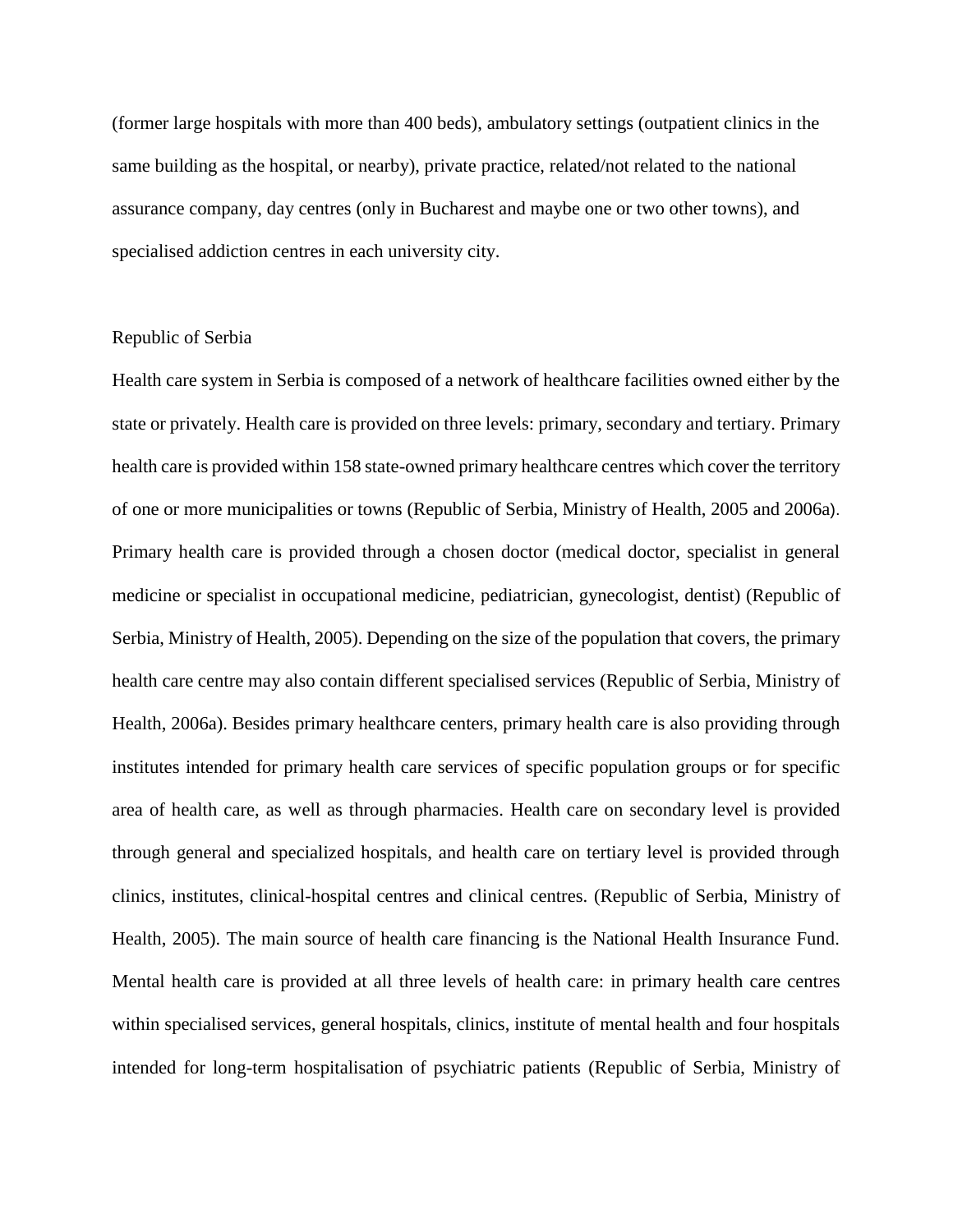(former large hospitals with more than 400 beds), ambulatory settings (outpatient clinics in the same building as the hospital, or nearby), private practice, related/not related to the national assurance company, day centres (only in Bucharest and maybe one or two other towns), and specialised addiction centres in each university city.

## Republic of Serbia

Health care system in Serbia is composed of a network of healthcare facilities owned either by the state or privately. Health care is provided on three levels: primary, secondary and tertiary. Primary health care is provided within 158 state-owned primary healthcare centres which cover the territory of one or more municipalities or towns (Republic of Serbia, Ministry of Health, 2005 and 2006a). Primary health care is provided through a chosen doctor (medical doctor, specialist in general medicine or specialist in occupational medicine, pediatrician, gynecologist, dentist) (Republic of Serbia, Ministry of Health, 2005). Depending on the size of the population that covers, the primary health care centre may also contain different specialised services (Republic of Serbia, Ministry of Health, 2006a). Besides primary healthcare centers, primary health care is also providing through institutes intended for primary health care services of specific population groups or for specific area of health care, as well as through pharmacies. Health care on secondary level is provided through general and specialized hospitals, and health care on tertiary level is provided through clinics, institutes, clinical-hospital centres and clinical centres. (Republic of Serbia, Ministry of Health, 2005). The main source of health care financing is the National Health Insurance Fund. Mental health care is provided at all three levels of health care: in primary health care centres within specialised services, general hospitals, clinics, institute of mental health and four hospitals intended for long-term hospitalisation of psychiatric patients (Republic of Serbia, Ministry of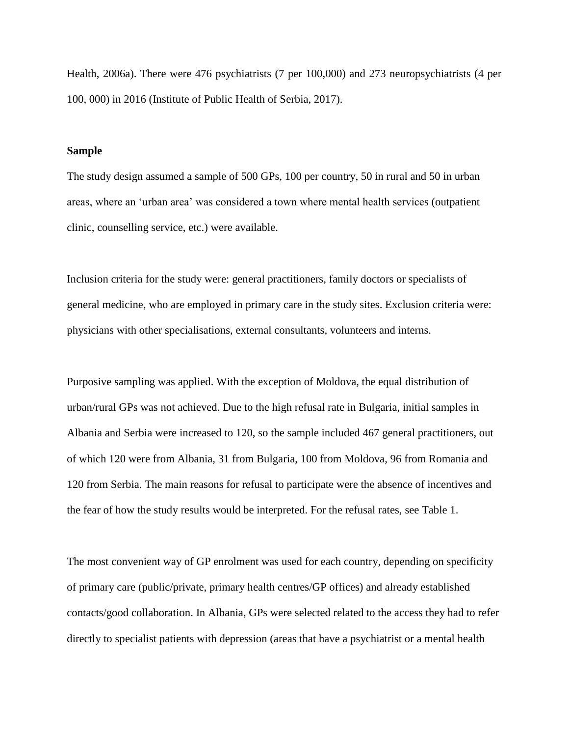Health, 2006a). There were 476 psychiatrists (7 per 100,000) and 273 neuropsychiatrists (4 per 100, 000) in 2016 (Institute of Public Health of Serbia, 2017).

**Sample**

The study design assumed a sample of 500 GPs, 100 per country, 50 in rural and 50 in urban areas, where an 'urban area' was considered a town where mental health services (outpatient clinic, counselling service, etc.) were available.

Inclusion criteria for the study were: general practitioners, family doctors or specialists of general medicine, who are employed in primary care in the study sites. Exclusion criteria were: physicians with other specialisations, external consultants, volunteers and interns.

Purposive sampling was applied. With the exception of Moldova, the equal distribution of urban/rural GPs was not achieved. Due to the high refusal rate in Bulgaria, initial samples in Albania and Serbia were increased to 120, so the sample included 467 general practitioners, out of which 120 were from Albania, 31 from Bulgaria, 100 from Moldova, 96 from Romania and 120 from Serbia. The main reasons for refusal to participate were the absence of incentives and the fear of how the study results would be interpreted. For the refusal rates, see Table 1.

The most convenient way of GP enrolment was used for each country, depending on specificity of primary care (public/private, primary health centres/GP offices) and already established contacts/good collaboration. In Albania, GPs were selected related to the access they had to refer directly to specialist patients with depression (areas that have a psychiatrist or a mental health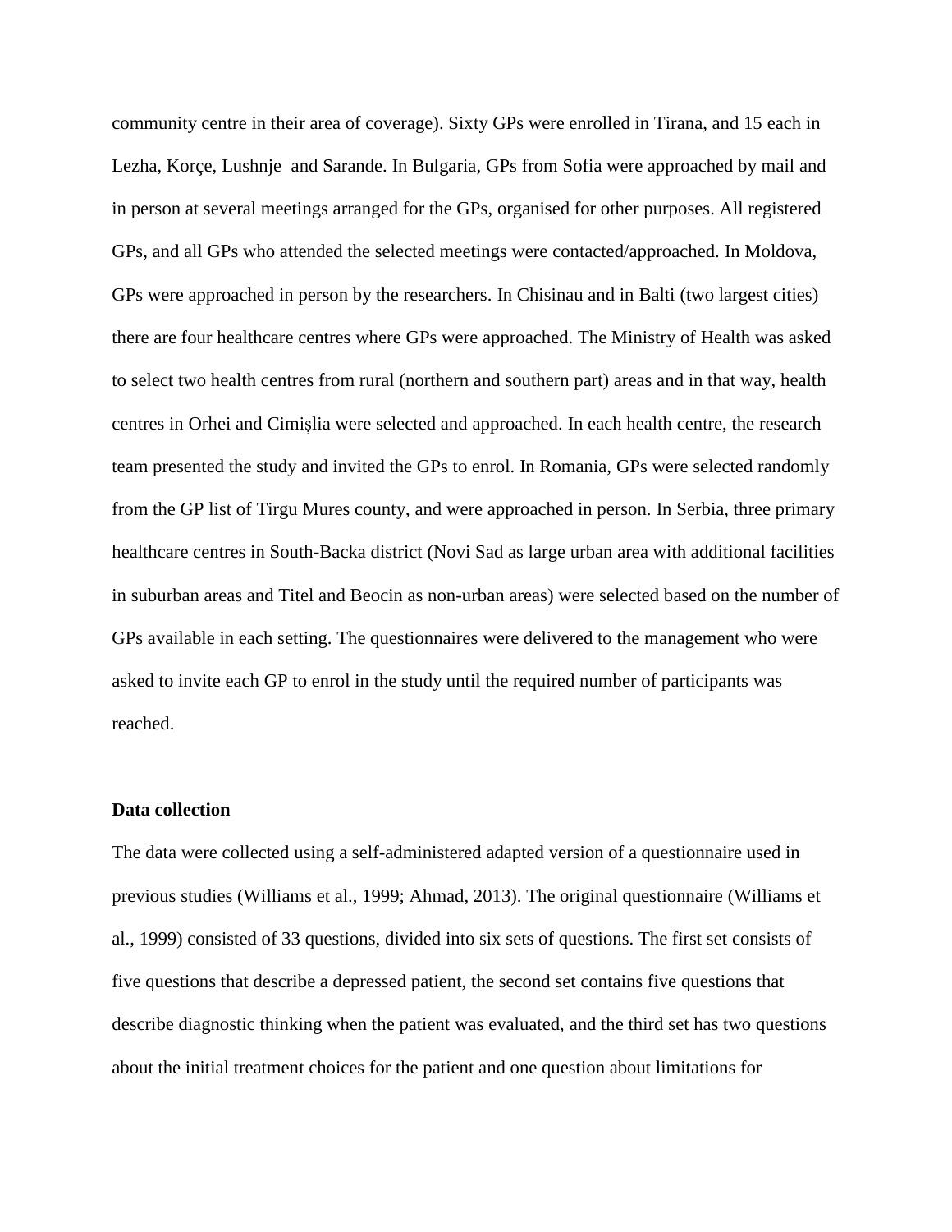community centre in their area of coverage). Sixty GPs were enrolled in Tirana, and 15 each in Lezha, Korçe, Lushnje and Sarande. In Bulgaria, GPs from Sofia were approached by mail and in person at several meetings arranged for the GPs, organised for other purposes. All registered GPs, and all GPs who attended the selected meetings were contacted/approached. In Moldova, GPs were approached in person by the researchers. In Chisinau and in Balti (two largest cities) there are four healthcare centres where GPs were approached. The Ministry of Health was asked to select two health centres from rural (northern and southern part) areas and in that way, health centres in Orhei and Cimișlia were selected and approached. In each health centre, the research team presented the study and invited the GPs to enrol. In Romania, GPs were selected randomly from the GP list of Tirgu Mures county, and were approached in person. In Serbia, three primary healthcare centres in South-Backa district (Novi Sad as large urban area with additional facilities in suburban areas and Titel and Beocin as non-urban areas) were selected based on the number of GPs available in each setting. The questionnaires were delivered to the management who were asked to invite each GP to enrol in the study until the required number of participants was reached.

**Data collection**

The data were collected using a self-administered adapted version of a questionnaire used in previous studies (Williams et al., 1999; Ahmad, 2013). The original questionnaire (Williams et al., 1999) consisted of 33 questions, divided into six sets of questions. The first set consists of five questions that describe a depressed patient, the second set contains five questions that describe diagnostic thinking when the patient was evaluated, and the third set has two questions about the initial treatment choices for the patient and one question about limitations for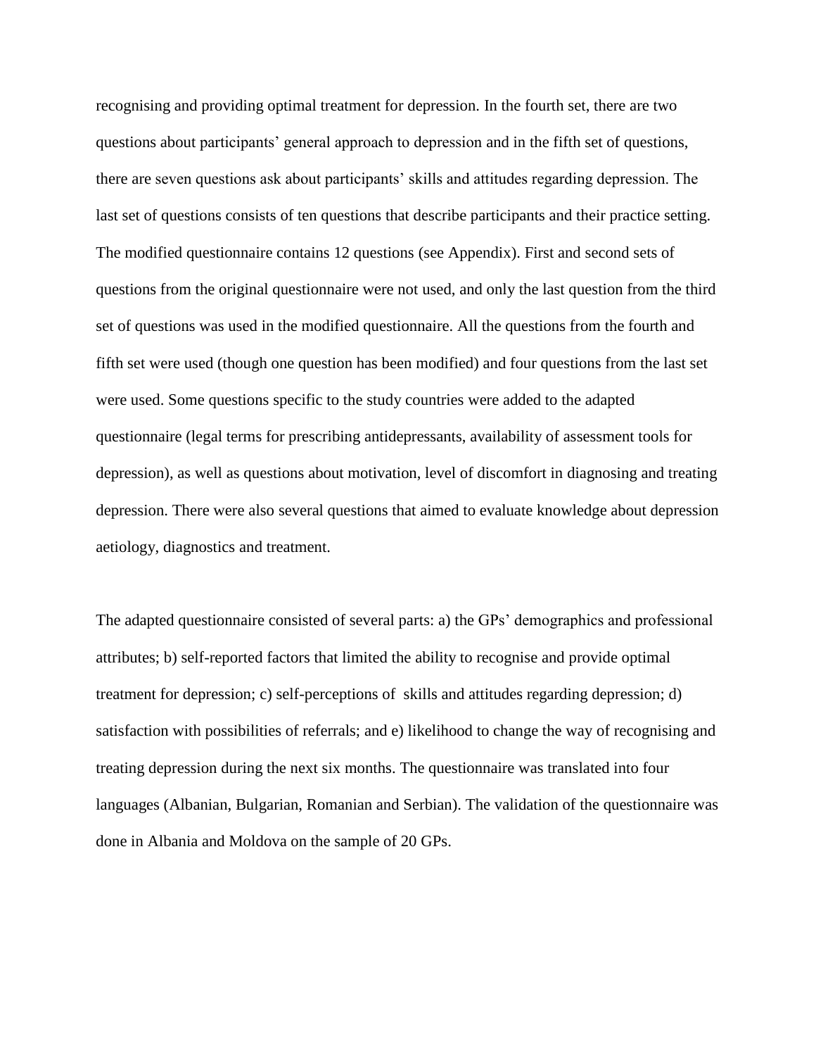recognising and providing optimal treatment for depression. In the fourth set, there are two questions about participants' general approach to depression and in the fifth set of questions, there are seven questions ask about participants' skills and attitudes regarding depression. The last set of questions consists of ten questions that describe participants and their practice setting. The modified questionnaire contains 12 questions (see Appendix). First and second sets of questions from the original questionnaire were not used, and only the last question from the third set of questions was used in the modified questionnaire. All the questions from the fourth and fifth set were used (though one question has been modified) and four questions from the last set were used. Some questions specific to the study countries were added to the adapted questionnaire (legal terms for prescribing antidepressants, availability of assessment tools for depression), as well as questions about motivation, level of discomfort in diagnosing and treating depression. There were also several questions that aimed to evaluate knowledge about depression aetiology, diagnostics and treatment.

The adapted questionnaire consisted of several parts: a) the GPs' demographics and professional attributes; b) self-reported factors that limited the ability to recognise and provide optimal treatment for depression; c) self-perceptions of skills and attitudes regarding depression; d) satisfaction with possibilities of referrals; and e) likelihood to change the way of recognising and treating depression during the next six months. The questionnaire was translated into four languages (Albanian, Bulgarian, Romanian and Serbian). The validation of the questionnaire was done in Albania and Moldova on the sample of 20 GPs.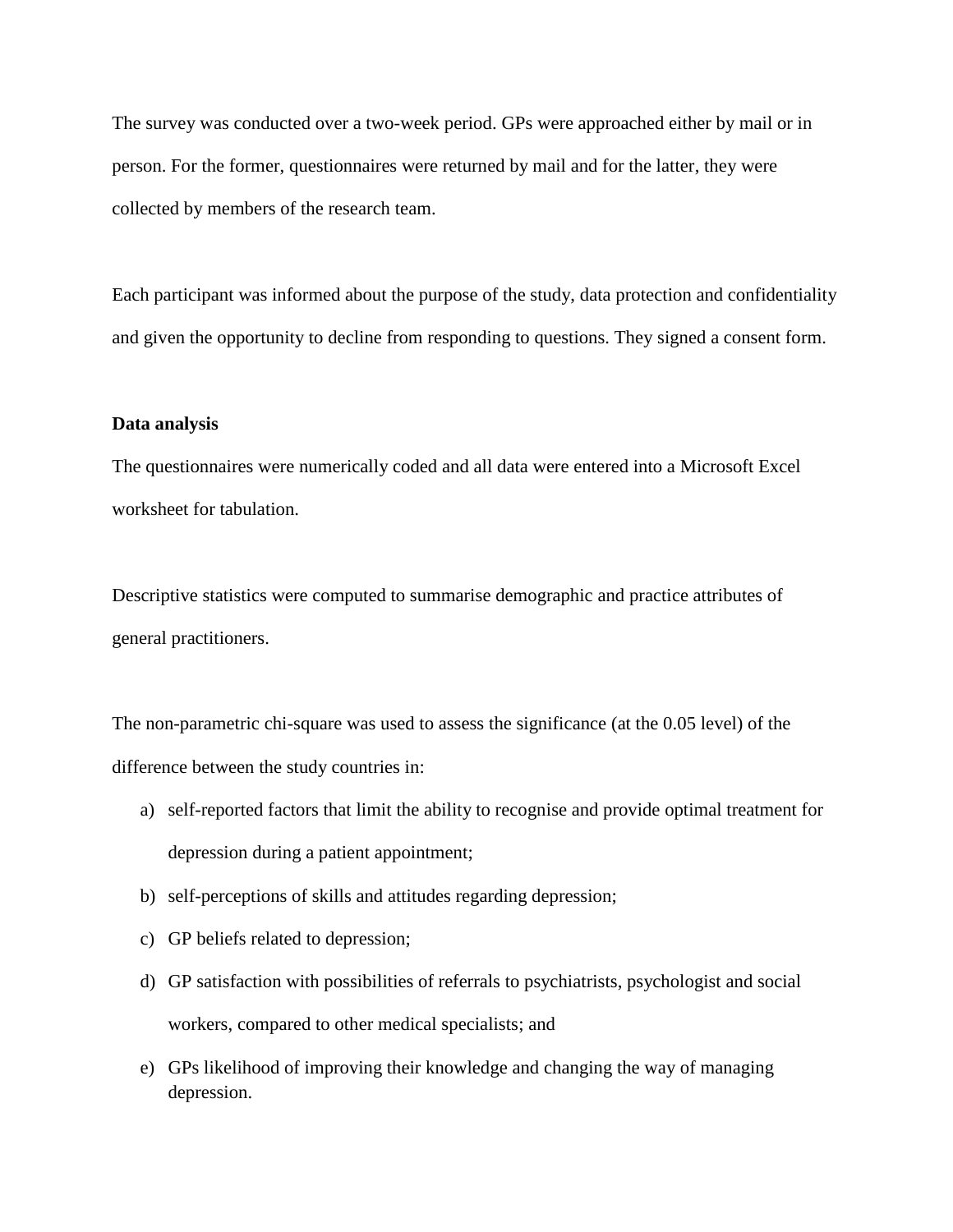The survey was conducted over a two-week period. GPs were approached either by mail or in person. For the former, questionnaires were returned by mail and for the latter, they were collected by members of the research team.

Each participant was informed about the purpose of the study, data protection and confidentiality and given the opportunity to decline from responding to questions. They signed a consent form.

**Data analysis**

The questionnaires were numerically coded and all data were entered into a Microsoft Excel worksheet for tabulation.

Descriptive statistics were computed to summarise demographic and practice attributes of general practitioners.

The non-parametric chi-square was used to assess the significance (at the 0.05 level) of the difference between the study countries in:

a) self-reported factors that limit the ability to recognise and provide optimal treatment for depression during a patient appointment;
b) self-perceptions of skills and attitudes regarding depression;
c) GP beliefs related to depression;
d) GP satisfaction with possibilities of referrals to psychiatrists, psychologist and social workers, compared to other medical specialists; and
e) GPs likelihood of improving their knowledge and changing the way of managing depression.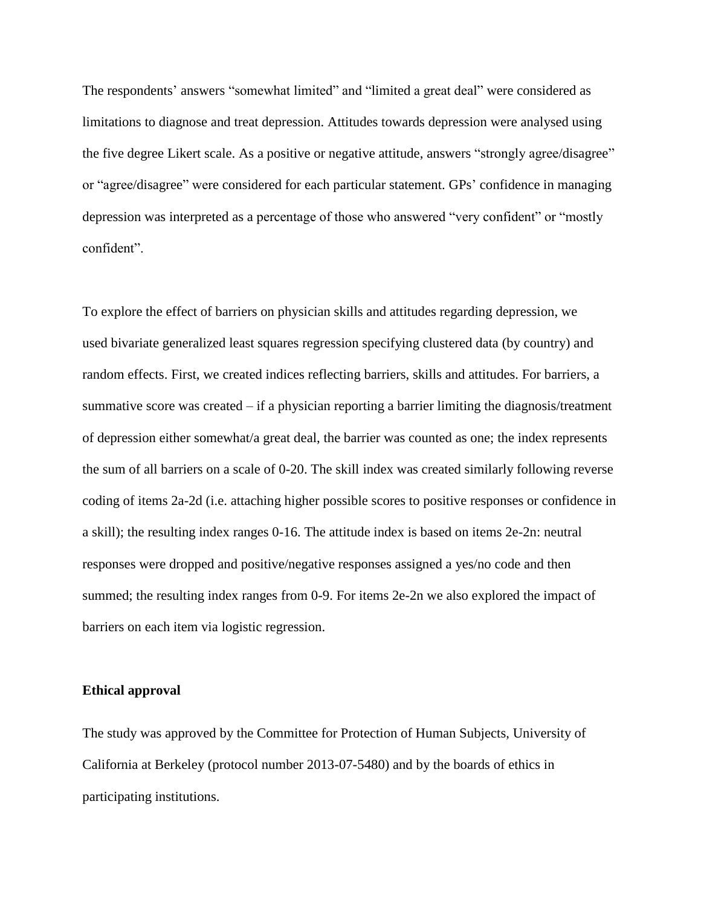The respondents' answers "somewhat limited" and "limited a great deal" were considered as limitations to diagnose and treat depression. Attitudes towards depression were analysed using the five degree Likert scale. As a positive or negative attitude, answers "strongly agree/disagree" or "agree/disagree" were considered for each particular statement. GPs' confidence in managing depression was interpreted as a percentage of those who answered "very confident" or "mostly confident".

To explore the effect of barriers on physician skills and attitudes regarding depression, we used bivariate generalized least squares regression specifying clustered data (by country) and random effects. First, we created indices reflecting barriers, skills and attitudes. For barriers, a summative score was created – if a physician reporting a barrier limiting the diagnosis/treatment of depression either somewhat/a great deal, the barrier was counted as one; the index represents the sum of all barriers on a scale of 0-20. The skill index was created similarly following reverse coding of items 2a-2d (i.e. attaching higher possible scores to positive responses or confidence in a skill); the resulting index ranges 0-16. The attitude index is based on items 2e-2n: neutral responses were dropped and positive/negative responses assigned a yes/no code and then summed; the resulting index ranges from 0-9. For items 2e-2n we also explored the impact of barriers on each item via logistic regression.

**Ethical approval**

The study was approved by the Committee for Protection of Human Subjects, University of California at Berkeley (protocol number 2013-07-5480) and by the boards of ethics in participating institutions.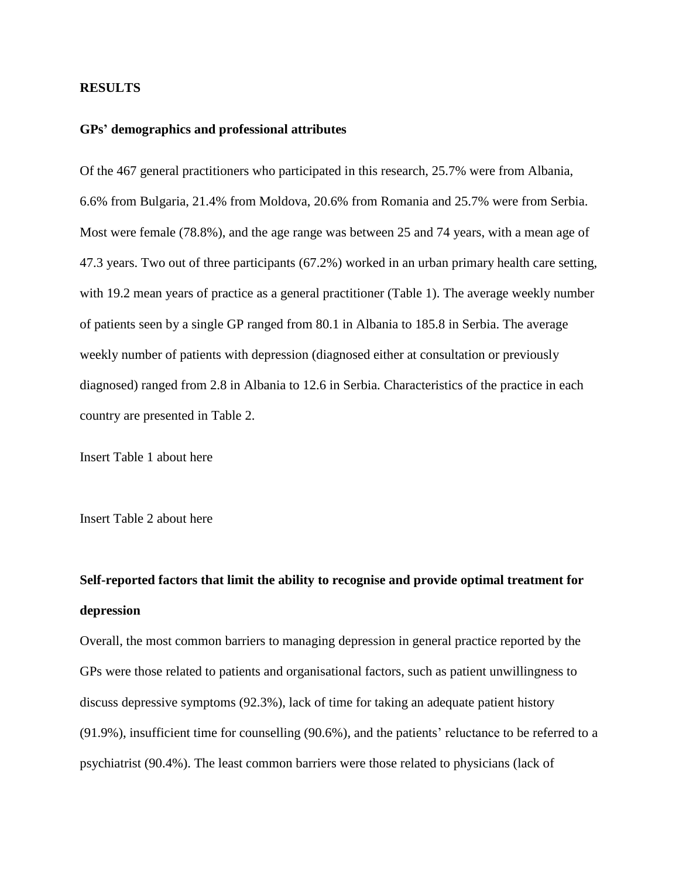## RESULTS

### GPs' demographics and professional attributes

Of the 467 general practitioners who participated in this research, 25.7% were from Albania, 6.6% from Bulgaria, 21.4% from Moldova, 20.6% from Romania and 25.7% were from Serbia. Most were female (78.8%), and the age range was between 25 and 74 years, with a mean age of 47.3 years. Two out of three participants (67.2%) worked in an urban primary health care setting, with 19.2 mean years of practice as a general practitioner (Table 1). The average weekly number of patients seen by a single GP ranged from 80.1 in Albania to 185.8 in Serbia. The average weekly number of patients with depression (diagnosed either at consultation or previously diagnosed) ranged from 2.8 in Albania to 12.6 in Serbia. Characteristics of the practice in each country are presented in Table 2.

Insert Table 1 about here

Insert Table 2 about here

### Self-reported factors that limit the ability to recognise and provide optimal treatment for depression

Overall, the most common barriers to managing depression in general practice reported by the GPs were those related to patients and organisational factors, such as patient unwillingness to discuss depressive symptoms (92.3%), lack of time for taking an adequate patient history (91.9%), insufficient time for counselling (90.6%), and the patients' reluctance to be referred to a psychiatrist (90.4%). The least common barriers were those related to physicians (lack of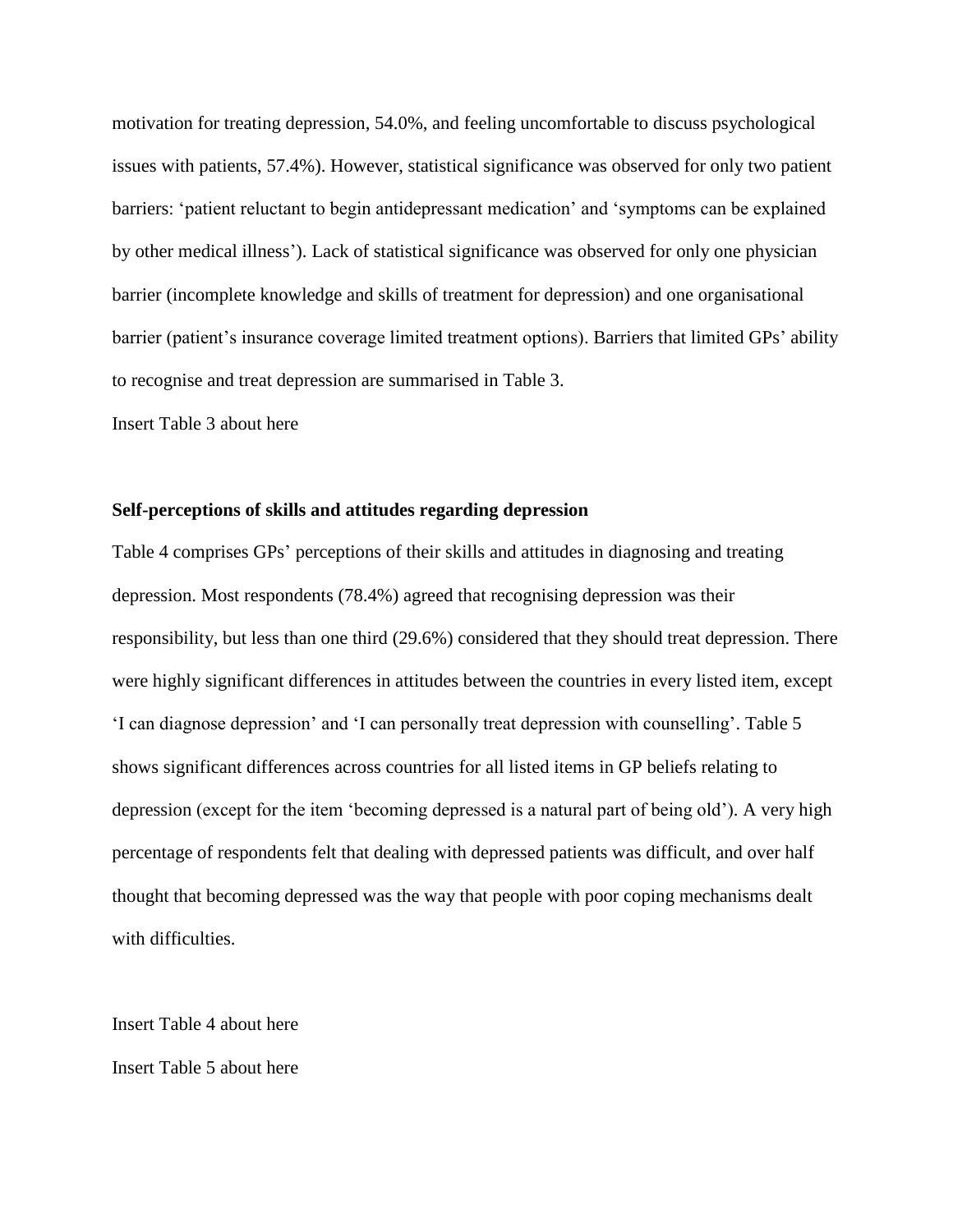motivation for treating depression, 54.0%, and feeling uncomfortable to discuss psychological issues with patients, 57.4%). However, statistical significance was observed for only two patient barriers: 'patient reluctant to begin antidepressant medication' and 'symptoms can be explained by other medical illness'). Lack of statistical significance was observed for only one physician barrier (incomplete knowledge and skills of treatment for depression) and one organisational barrier (patient's insurance coverage limited treatment options). Barriers that limited GPs' ability to recognise and treat depression are summarised in Table 3.

Insert Table 3 about here

### Self-perceptions of skills and attitudes regarding depression

Table 4 comprises GPs' perceptions of their skills and attitudes in diagnosing and treating depression. Most respondents (78.4%) agreed that recognising depression was their responsibility, but less than one third (29.6%) considered that they should treat depression. There were highly significant differences in attitudes between the countries in every listed item, except 'I can diagnose depression' and 'I can personally treat depression with counselling'. Table 5 shows significant differences across countries for all listed items in GP beliefs relating to depression (except for the item 'becoming depressed is a natural part of being old'). A very high percentage of respondents felt that dealing with depressed patients was difficult, and over half thought that becoming depressed was the way that people with poor coping mechanisms dealt with difficulties.

Insert Table 4 about here

Insert Table 5 about here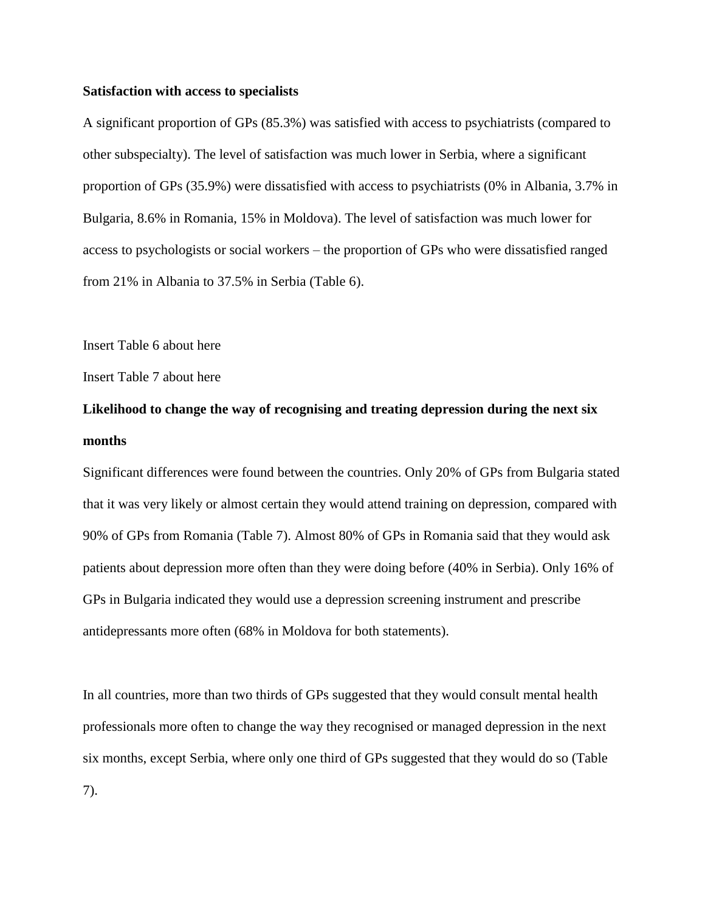**Satisfaction with access to specialists**

A significant proportion of GPs (85.3%) was satisfied with access to psychiatrists (compared to other subspecialty). The level of satisfaction was much lower in Serbia, where a significant proportion of GPs (35.9%) were dissatisfied with access to psychiatrists (0% in Albania, 3.7% in Bulgaria, 8.6% in Romania, 15% in Moldova). The level of satisfaction was much lower for access to psychologists or social workers – the proportion of GPs who were dissatisfied ranged from 21% in Albania to 37.5% in Serbia (Table 6).

Insert Table 6 about here

Insert Table 7 about here

**Likelihood to change the way of recognising and treating depression during the next six months**

Significant differences were found between the countries. Only 20% of GPs from Bulgaria stated that it was very likely or almost certain they would attend training on depression, compared with 90% of GPs from Romania (Table 7). Almost 80% of GPs in Romania said that they would ask patients about depression more often than they were doing before (40% in Serbia). Only 16% of GPs in Bulgaria indicated they would use a depression screening instrument and prescribe antidepressants more often (68% in Moldova for both statements).

In all countries, more than two thirds of GPs suggested that they would consult mental health professionals more often to change the way they recognised or managed depression in the next six months, except Serbia, where only one third of GPs suggested that they would do so (Table 7).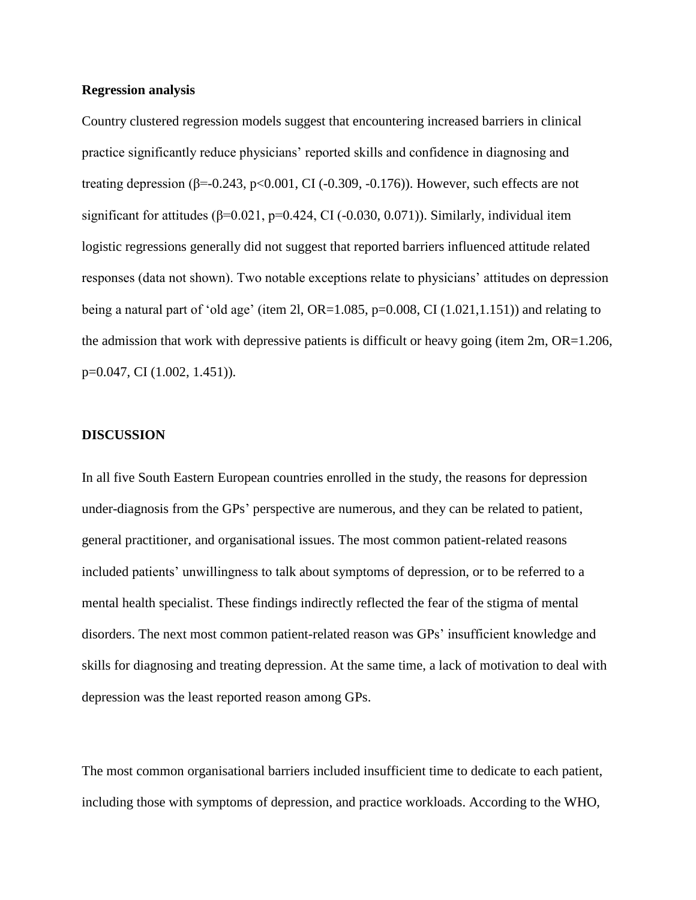**Regression analysis**

Country clustered regression models suggest that encountering increased barriers in clinical practice significantly reduce physicians' reported skills and confidence in diagnosing and treating depression ($\beta=-0.243$, $p<0.001$, CI (-0.309, -0.176)). However, such effects are not significant for attitudes ($\beta=0.021$, $p=0.424$, CI (-0.030, 0.071)). Similarly, individual item logistic regressions generally did not suggest that reported barriers influenced attitude related responses (data not shown). Two notable exceptions relate to physicians' attitudes on depression being a natural part of 'old age' (item 2l, OR=1.085, $p=0.008$, CI (1.021,1.151)) and relating to the admission that work with depressive patients is difficult or heavy going (item 2m, OR=1.206, $p=0.047$, CI (1.002, 1.451)).

## DISCUSSION

In all five South Eastern European countries enrolled in the study, the reasons for depression under-diagnosis from the GPs' perspective are numerous, and they can be related to patient, general practitioner, and organisational issues. The most common patient-related reasons included patients' unwillingness to talk about symptoms of depression, or to be referred to a mental health specialist. These findings indirectly reflected the fear of the stigma of mental disorders. The next most common patient-related reason was GPs' insufficient knowledge and skills for diagnosing and treating depression. At the same time, a lack of motivation to deal with depression was the least reported reason among GPs.

The most common organisational barriers included insufficient time to dedicate to each patient, including those with symptoms of depression, and practice workloads. According to the WHO,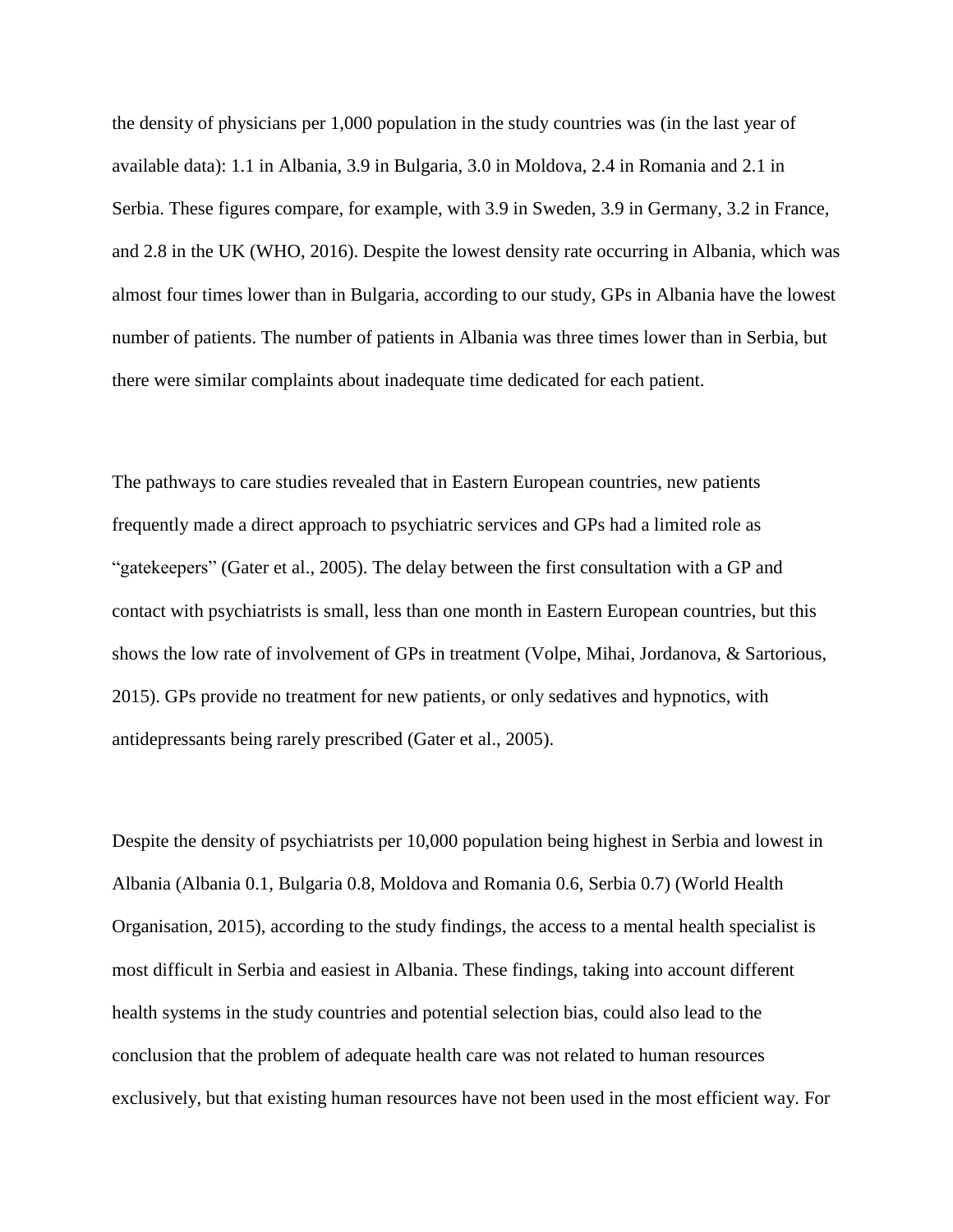the density of physicians per 1,000 population in the study countries was (in the last year of available data): 1.1 in Albania, 3.9 in Bulgaria, 3.0 in Moldova, 2.4 in Romania and 2.1 in Serbia. These figures compare, for example, with 3.9 in Sweden, 3.9 in Germany, 3.2 in France, and 2.8 in the UK (WHO, 2016). Despite the lowest density rate occurring in Albania, which was almost four times lower than in Bulgaria, according to our study, GPs in Albania have the lowest number of patients. The number of patients in Albania was three times lower than in Serbia, but there were similar complaints about inadequate time dedicated for each patient.

The pathways to care studies revealed that in Eastern European countries, new patients frequently made a direct approach to psychiatric services and GPs had a limited role as "gatekeepers" (Gater et al., 2005). The delay between the first consultation with a GP and contact with psychiatrists is small, less than one month in Eastern European countries, but this shows the low rate of involvement of GPs in treatment (Volpe, Mihai, Jordanova, & Sartorious, 2015). GPs provide no treatment for new patients, or only sedatives and hypnotics, with antidepressants being rarely prescribed (Gater et al., 2005).

Despite the density of psychiatrists per 10,000 population being highest in Serbia and lowest in Albania (Albania 0.1, Bulgaria 0.8, Moldova and Romania 0.6, Serbia 0.7) (World Health Organisation, 2015), according to the study findings, the access to a mental health specialist is most difficult in Serbia and easiest in Albania. These findings, taking into account different health systems in the study countries and potential selection bias, could also lead to the conclusion that the problem of adequate health care was not related to human resources exclusively, but that existing human resources have not been used in the most efficient way. For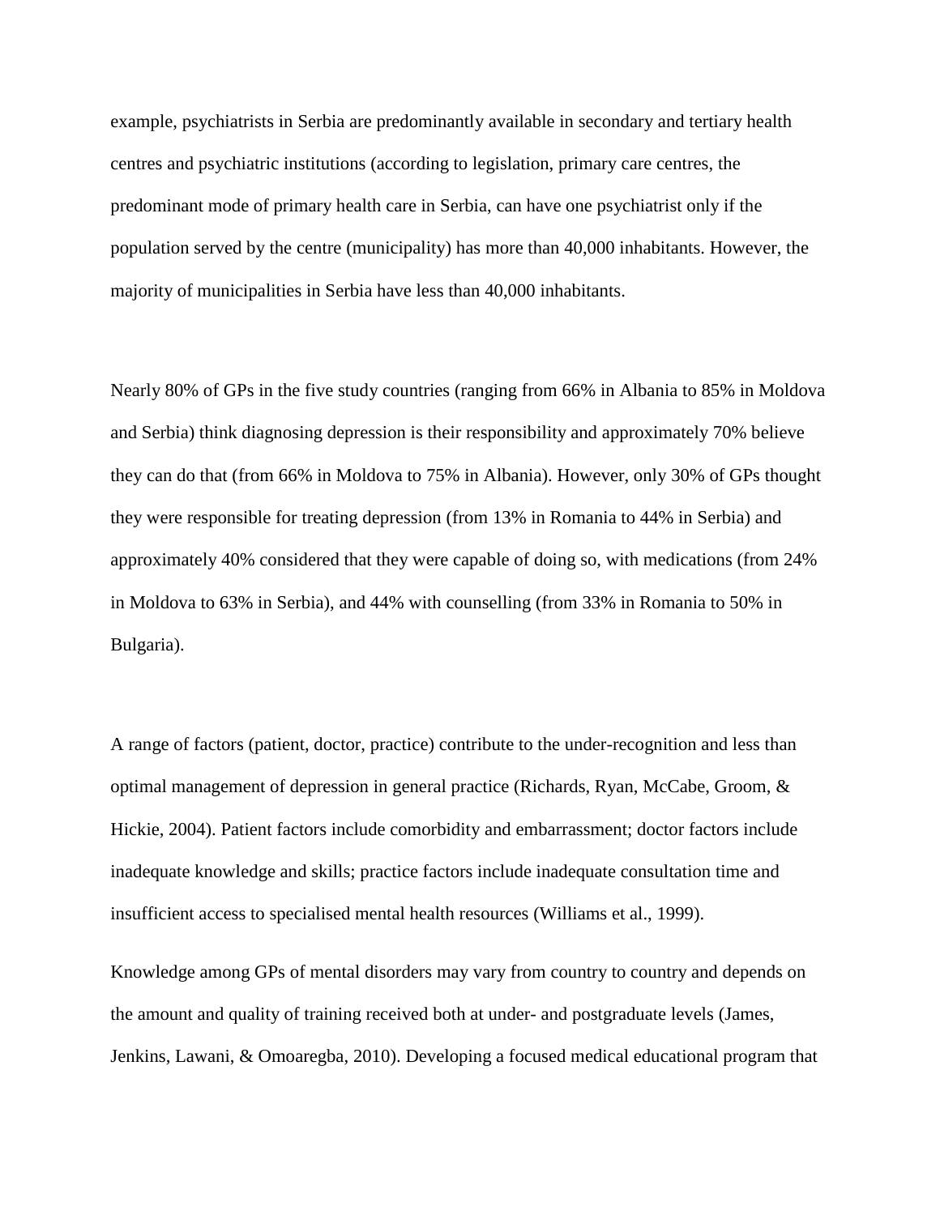example, psychiatrists in Serbia are predominantly available in secondary and tertiary health centres and psychiatric institutions (according to legislation, primary care centres, the predominant mode of primary health care in Serbia, can have one psychiatrist only if the population served by the centre (municipality) has more than 40,000 inhabitants. However, the majority of municipalities in Serbia have less than 40,000 inhabitants.

Nearly 80% of GPs in the five study countries (ranging from 66% in Albania to 85% in Moldova and Serbia) think diagnosing depression is their responsibility and approximately 70% believe they can do that (from 66% in Moldova to 75% in Albania). However, only 30% of GPs thought they were responsible for treating depression (from 13% in Romania to 44% in Serbia) and approximately 40% considered that they were capable of doing so, with medications (from 24% in Moldova to 63% in Serbia), and 44% with counselling (from 33% in Romania to 50% in Bulgaria).

A range of factors (patient, doctor, practice) contribute to the under-recognition and less than optimal management of depression in general practice (Richards, Ryan, McCabe, Groom, & Hickie, 2004). Patient factors include comorbidity and embarrassment; doctor factors include inadequate knowledge and skills; practice factors include inadequate consultation time and insufficient access to specialised mental health resources (Williams et al., 1999).

Knowledge among GPs of mental disorders may vary from country to country and depends on the amount and quality of training received both at under- and postgraduate levels (James, Jenkins, Lawani, & Omoaregba, 2010). Developing a focused medical educational program that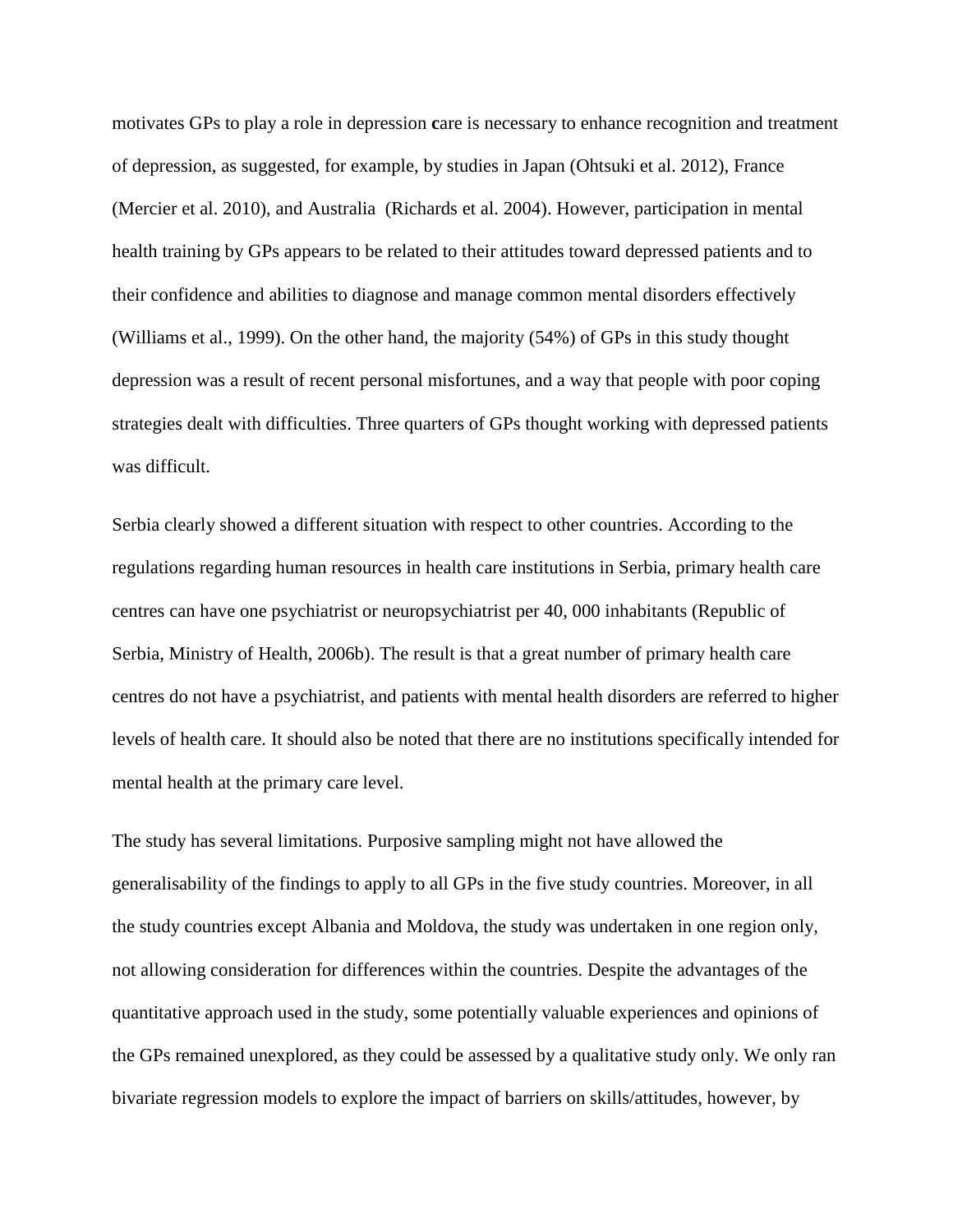motivates GPs to play a role in depression **c**are is necessary to enhance recognition and treatment of depression, as suggested, for example, by studies in Japan (Ohtsuki et al. 2012), France (Mercier et al. 2010), and Australia (Richards et al. 2004). However, participation in mental health training by GPs appears to be related to their attitudes toward depressed patients and to their confidence and abilities to diagnose and manage common mental disorders effectively (Williams et al., 1999). On the other hand, the majority (54%) of GPs in this study thought depression was a result of recent personal misfortunes, and a way that people with poor coping strategies dealt with difficulties. Three quarters of GPs thought working with depressed patients was difficult.

Serbia clearly showed a different situation with respect to other countries. According to the regulations regarding human resources in health care institutions in Serbia, primary health care centres can have one psychiatrist or neuropsychiatrist per 40, 000 inhabitants (Republic of Serbia, Ministry of Health, 2006b). The result is that a great number of primary health care centres do not have a psychiatrist, and patients with mental health disorders are referred to higher levels of health care. It should also be noted that there are no institutions specifically intended for mental health at the primary care level.

The study has several limitations. Purposive sampling might not have allowed the generalisability of the findings to apply to all GPs in the five study countries. Moreover, in all the study countries except Albania and Moldova, the study was undertaken in one region only, not allowing consideration for differences within the countries. Despite the advantages of the quantitative approach used in the study, some potentially valuable experiences and opinions of the GPs remained unexplored, as they could be assessed by a qualitative study only. We only ran bivariate regression models to explore the impact of barriers on skills/attitudes, however, by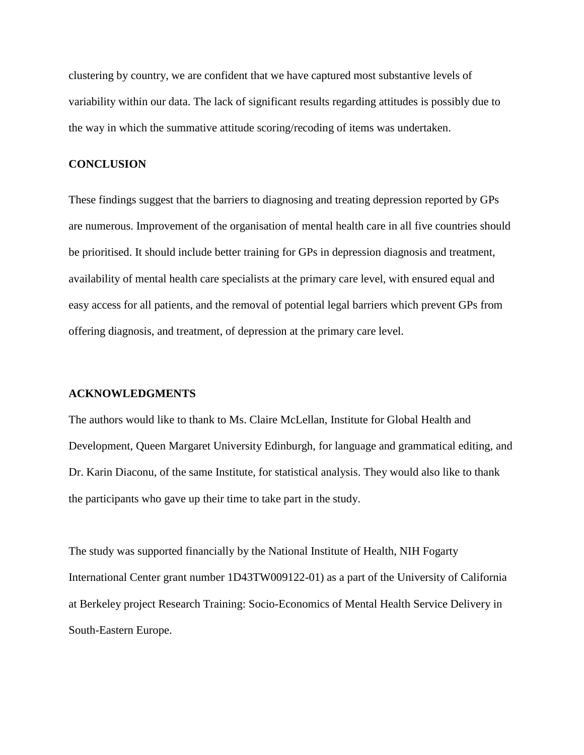clustering by country, we are confident that we have captured most substantive levels of variability within our data. The lack of significant results regarding attitudes is possibly due to the way in which the summative attitude scoring/recoding of items was undertaken.

## CONCLUSION

These findings suggest that the barriers to diagnosing and treating depression reported by GPs are numerous. Improvement of the organisation of mental health care in all five countries should be prioritised. It should include better training for GPs in depression diagnosis and treatment, availability of mental health care specialists at the primary care level, with ensured equal and easy access for all patients, and the removal of potential legal barriers which prevent GPs from offering diagnosis, and treatment, of depression at the primary care level.

## ACKNOWLEDGMENTS

The authors would like to thank to Ms. Claire McLellan, Institute for Global Health and Development, Queen Margaret University Edinburgh, for language and grammatical editing, and Dr. Karin Diaconu, of the same Institute, for statistical analysis. They would also like to thank the participants who gave up their time to take part in the study.

The study was supported financially by the National Institute of Health, NIH Fogarty International Center grant number 1D43TW009122-01) as a part of the University of California at Berkeley project Research Training: Socio-Economics of Mental Health Service Delivery in South-Eastern Europe.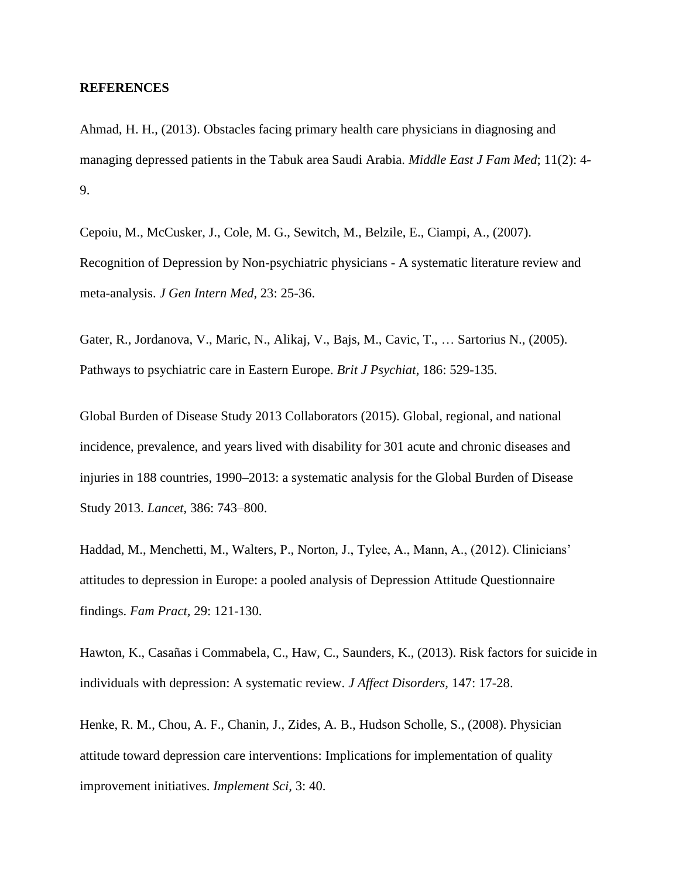**REFERENCES**

Ahmad, H. H., (2013). Obstacles facing primary health care physicians in diagnosing and managing depressed patients in the Tabuk area Saudi Arabia. *Middle East J Fam Med*; 11(2): 4-9.

Cepoiu, M., McCusker, J., Cole, M. G., Sewitch, M., Belzile, E., Ciampi, A., (2007). Recognition of Depression by Non-psychiatric physicians - A systematic literature review and meta-analysis. *J Gen Intern Med*, 23: 25-36.

Gater, R., Jordanova, V., Maric, N., Alikaj, V., Bajs, M., Cavic, T., … Sartorius N., (2005). Pathways to psychiatric care in Eastern Europe. *Brit J Psychiat*, 186: 529-135.

Global Burden of Disease Study 2013 Collaborators (2015). Global, regional, and national incidence, prevalence, and years lived with disability for 301 acute and chronic diseases and injuries in 188 countries, 1990–2013: a systematic analysis for the Global Burden of Disease Study 2013. *Lancet*, 386: 743–800.

Haddad, M., Menchetti, M., Walters, P., Norton, J., Tylee, A., Mann, A., (2012). Clinicians' attitudes to depression in Europe: a pooled analysis of Depression Attitude Questionnaire findings. *Fam Pract*, 29: 121-130.

Hawton, K., Casañas i Commabela, C., Haw, C., Saunders, K., (2013). Risk factors for suicide in individuals with depression: A systematic review. *J Affect Disorders*, 147: 17-28.

Henke, R. M., Chou, A. F., Chanin, J., Zides, A. B., Hudson Scholle, S., (2008). Physician attitude toward depression care interventions: Implications for implementation of quality improvement initiatives. *Implement Sci*, 3: 40.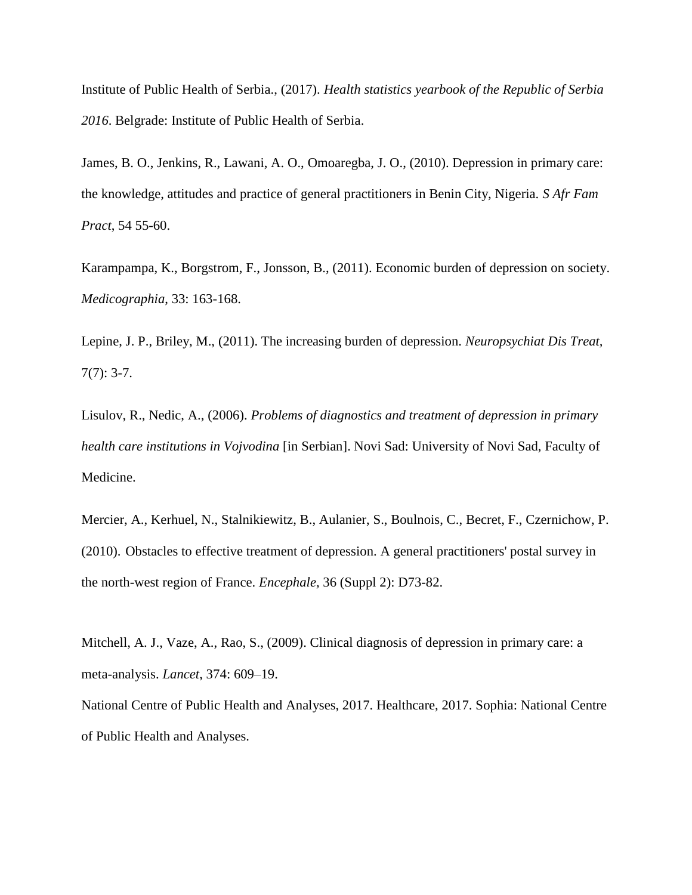Institute of Public Health of Serbia., (2017). *Health statistics yearbook of the Republic of Serbia 2016*. Belgrade: Institute of Public Health of Serbia.

James, B. O., Jenkins, R., Lawani, A. O., Omoaregba, J. O., (2010). Depression in primary care: the knowledge, attitudes and practice of general practitioners in Benin City, Nigeria. *S Afr Fam Pract*, 54 55-60.

Karampampa, K., Borgstrom, F., Jonsson, B., (2011). Economic burden of depression on society. *Medicographia*, 33: 163-168.

Lepine, J. P., Briley, M., (2011). The increasing burden of depression. *Neuropsychiat Dis Treat,* 7(7): 3-7.

Lisulov, R., Nedic, A., (2006). *Problems of diagnostics and treatment of depression in primary health care institutions in Vojvodina* [in Serbian]. Novi Sad: University of Novi Sad, Faculty of Medicine.

Mercier, A., Kerhuel, N., Stalnikiewitz, B., Aulanier, S., Boulnois, C., Becret, F., Czernichow, P. (2010). Obstacles to effective treatment of depression. A general practitioners' postal survey in the north-west region of France. *Encephale,* 36 (Suppl 2): D73-82.

Mitchell, A. J., Vaze, A., Rao, S., (2009). Clinical diagnosis of depression in primary care: a meta-analysis. *Lancet*, 374: 609–19.

National Centre of Public Health and Analyses, 2017. Healthcare, 2017. Sophia: National Centre of Public Health and Analyses.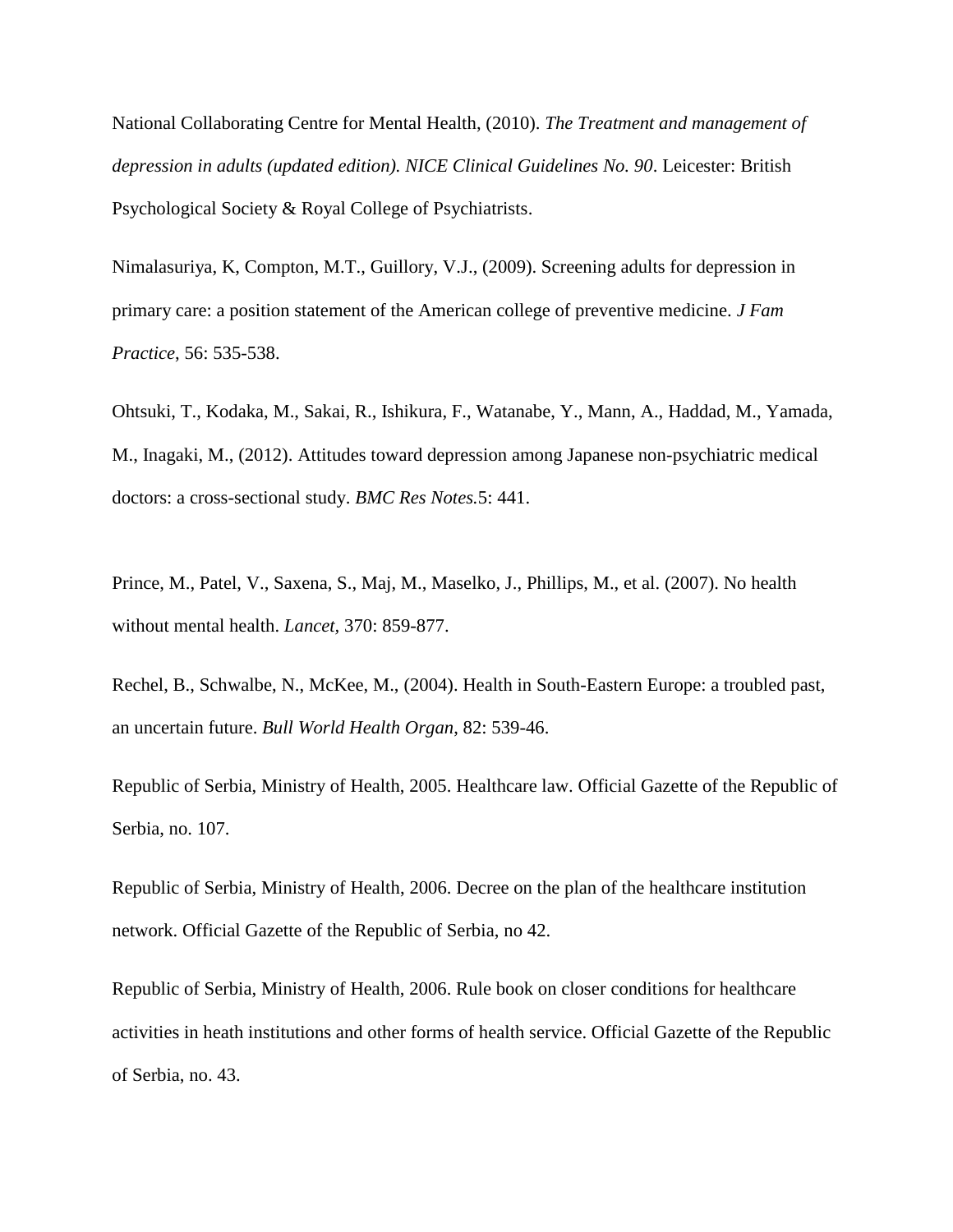National Collaborating Centre for Mental Health, (2010). *The Treatment and management of depression in adults (updated edition). NICE Clinical Guidelines No. 90*. Leicester: British Psychological Society & Royal College of Psychiatrists.

Nimalasuriya, K, Compton, M.T., Guillory, V.J., (2009). Screening adults for depression in primary care: a position statement of the American college of preventive medicine. *J Fam Practice*, 56: 535-538.

Ohtsuki, T., Kodaka, M., Sakai, R., Ishikura, F., Watanabe, Y., Mann, A., Haddad, M., Yamada, M., Inagaki, M., (2012). Attitudes toward depression among Japanese non-psychiatric medical doctors: a cross-sectional study. *BMC Res Notes.*5: 441.

Prince, M., Patel, V., Saxena, S., Maj, M., Maselko, J., Phillips, M., et al. (2007). No health without mental health. *Lancet*, 370: 859-877.

Rechel, B., Schwalbe, N., McKee, M., (2004). Health in South-Eastern Europe: a troubled past, an uncertain future. *Bull World Health Organ*, 82: 539-46.

Republic of Serbia, Ministry of Health, 2005. Healthcare law. Official Gazette of the Republic of Serbia, no. 107.

Republic of Serbia, Ministry of Health, 2006. Decree on the plan of the healthcare institution network. Official Gazette of the Republic of Serbia, no 42.

Republic of Serbia, Ministry of Health, 2006. Rule book on closer conditions for healthcare activities in heath institutions and other forms of health service. Official Gazette of the Republic of Serbia, no. 43.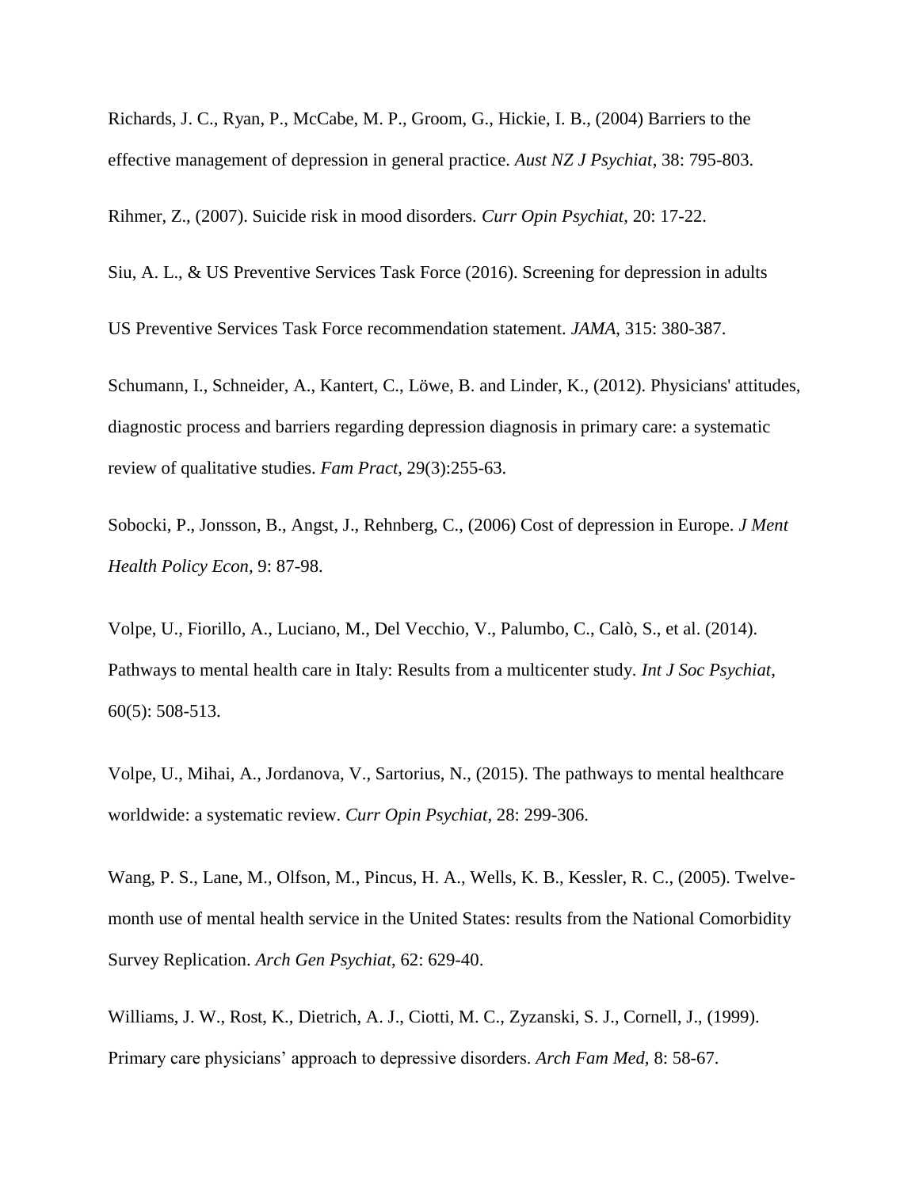Richards, J. C., Ryan, P., McCabe, M. P., Groom, G., Hickie, I. B., (2004) Barriers to the effective management of depression in general practice. *Aust NZ J Psychiat*, 38: 795-803.

Rihmer, Z., (2007). Suicide risk in mood disorders. *Curr Opin Psychiat*, 20: 17-22.

Siu, A. L., & US Preventive Services Task Force (2016). Screening for depression in adults

US Preventive Services Task Force recommendation statement. *JAMA*, 315: 380-387.

Schumann, I., Schneider, A., Kantert, C., Löwe, B. and Linder, K., (2012). Physicians' attitudes, diagnostic process and barriers regarding depression diagnosis in primary care: a systematic review of qualitative studies. *Fam Pract*, 29(3):255-63.

Sobocki, P., Jonsson, B., Angst, J., Rehnberg, C., (2006) Cost of depression in Europe. *J Ment Health Policy Econ*, 9: 87-98.

Volpe, U., Fiorillo, A., Luciano, M., Del Vecchio, V., Palumbo, C., Calò, S., et al. (2014). Pathways to mental health care in Italy: Results from a multicenter study. *Int J Soc Psychiat*, 60(5): 508-513.

Volpe, U., Mihai, A., Jordanova, V., Sartorius, N., (2015). The pathways to mental healthcare worldwide: a systematic review. *Curr Opin Psychiat*, 28: 299-306.

Wang, P. S., Lane, M., Olfson, M., Pincus, H. A., Wells, K. B., Kessler, R. C., (2005). Twelve-month use of mental health service in the United States: results from the National Comorbidity Survey Replication. *Arch Gen Psychiat*, 62: 629-40.

Williams, J. W., Rost, K., Dietrich, A. J., Ciotti, M. C., Zyzanski, S. J., Cornell, J., (1999). Primary care physicians' approach to depressive disorders. *Arch Fam Med*, 8: 58-67.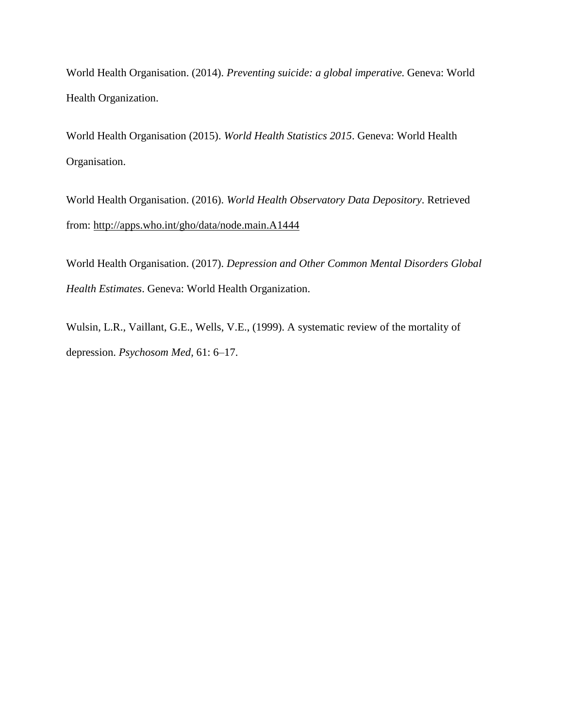World Health Organisation. (2014). *Preventing suicide: a global imperative.* Geneva: World Health Organization.

World Health Organisation (2015). *World Health Statistics 2015*. Geneva: World Health Organisation.

World Health Organisation. (2016). *World Health Observatory Data Depository*. Retrieved from: http://apps.who.int/gho/data/node.main.A1444

World Health Organisation. (2017). *Depression and Other Common Mental Disorders Global Health Estimates*. Geneva: World Health Organization.

Wulsin, L.R., Vaillant, G.E., Wells, V.E., (1999). A systematic review of the mortality of depression. *Psychosom Med,* 61: 6–17.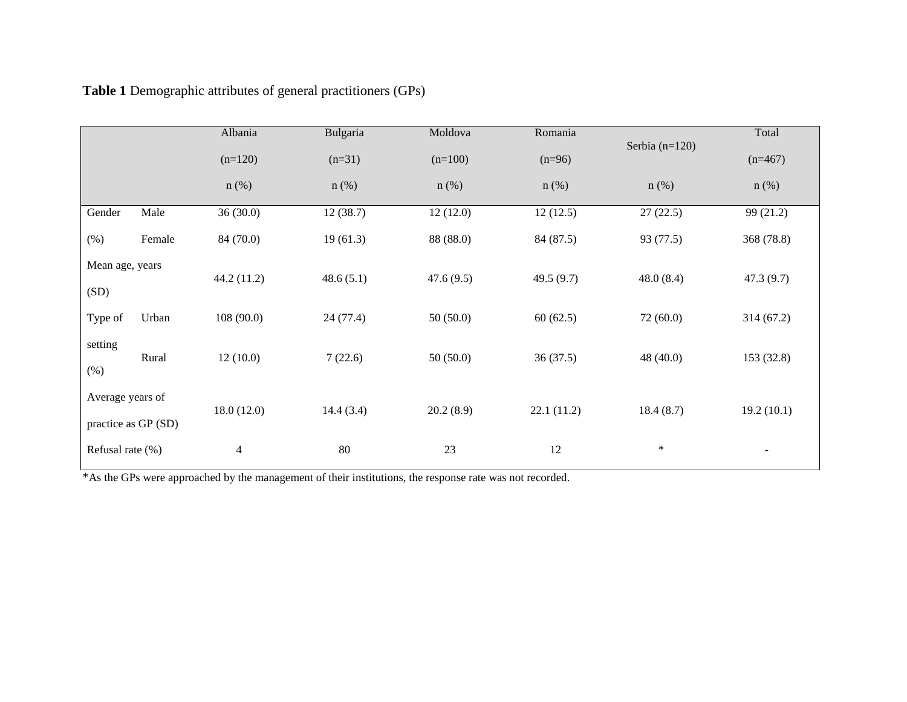**Table 1** Demographic attributes of general practitioners (GPs)

| | | Albania (n=120) n (%) | Bulgaria (n=31) n (%) | Moldova (n=100) n (%) | Romania (n=96) n (%) | Serbia (n=120) n (%) | Total (n=467) n (%) |
|---|---|---|---|---|---|---|---|
| Gender (%) | Male | 36 (30.0) | 12 (38.7) | 12 (12.0) | 12 (12.5) | 27 (22.5) | 99 (21.2) |
| | Female | 84 (70.0) | 19 (61.3) | 88 (88.0) | 84 (87.5) | 93 (77.5) | 368 (78.8) |
| Mean age, years (SD) | | 44.2 (11.2) | 48.6 (5.1) | 47.6 (9.5) | 49.5 (9.7) | 48.0 (8.4) | 47.3 (9.7) |
| Type of setting (%) | Urban | 108 (90.0) | 24 (77.4) | 50 (50.0) | 60 (62.5) | 72 (60.0) | 314 (67.2) |
| | Rural | 12 (10.0) | 7 (22.6) | 50 (50.0) | 36 (37.5) | 48 (40.0) | 153 (32.8) |
| Average years of practice as GP (SD) | | 18.0 (12.0) | 14.4 (3.4) | 20.2 (8.9) | 22.1 (11.2) | 18.4 (8.7) | 19.2 (10.1) |
| Refusal rate (%) | | 4 | 80 | 23 | 12 | * | - |

*As the GPs were approached by the management of their institutions, the response rate was not recorded.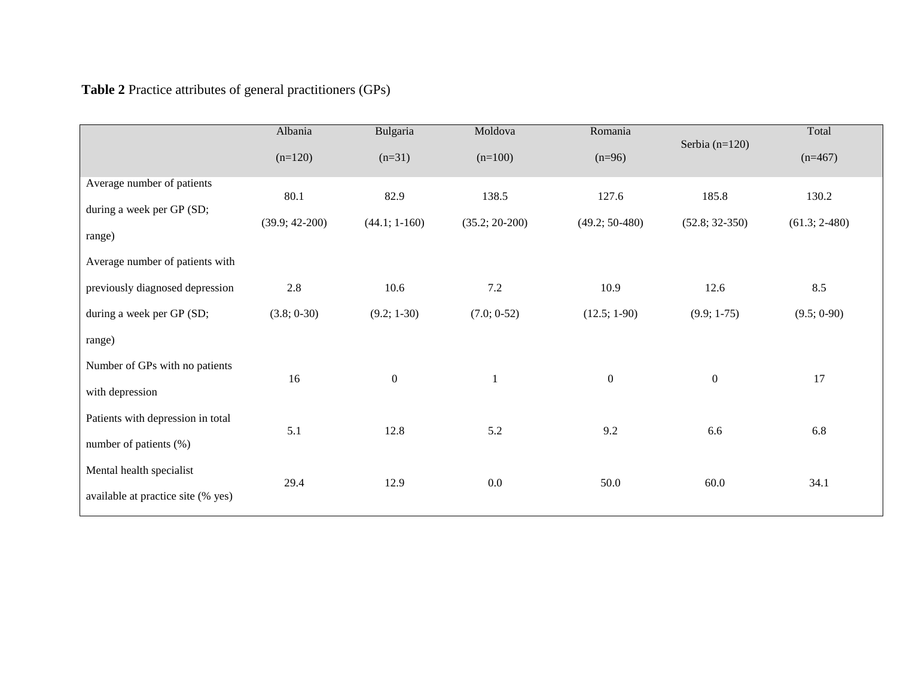**Table 2** Practice attributes of general practitioners (GPs)

| | Albania (n=120) | Bulgaria (n=31) | Moldova (n=100) | Romania (n=96) | Serbia (n=120) | Total (n=467) |
|---|---|---|---|---|---|---|
| Average number of patients during a week per GP (SD; range) | 80.1 (39.9; 42-200) | 82.9 (44.1; 1-160) | 138.5 (35.2; 20-200) | 127.6 (49.2; 50-480) | 185.8 (52.8; 32-350) | 130.2 (61.3; 2-480) |
| Average number of patients with previously diagnosed depression during a week per GP (SD; range) | 2.8 (3.8; 0-30) | 10.6 (9.2; 1-30) | 7.2 (7.0; 0-52) | 10.9 (12.5; 1-90) | 12.6 (9.9; 1-75) | 8.5 (9.5; 0-90) |
| Number of GPs with no patients with depression | 16 | 0 | 1 | 0 | 0 | 17 |
| Patients with depression in total number of patients (%) | 5.1 | 12.8 | 5.2 | 9.2 | 6.6 | 6.8 |
| Mental health specialist available at practice site (% yes) | 29.4 | 12.9 | 0.0 | 50.0 | 60.0 | 34.1 |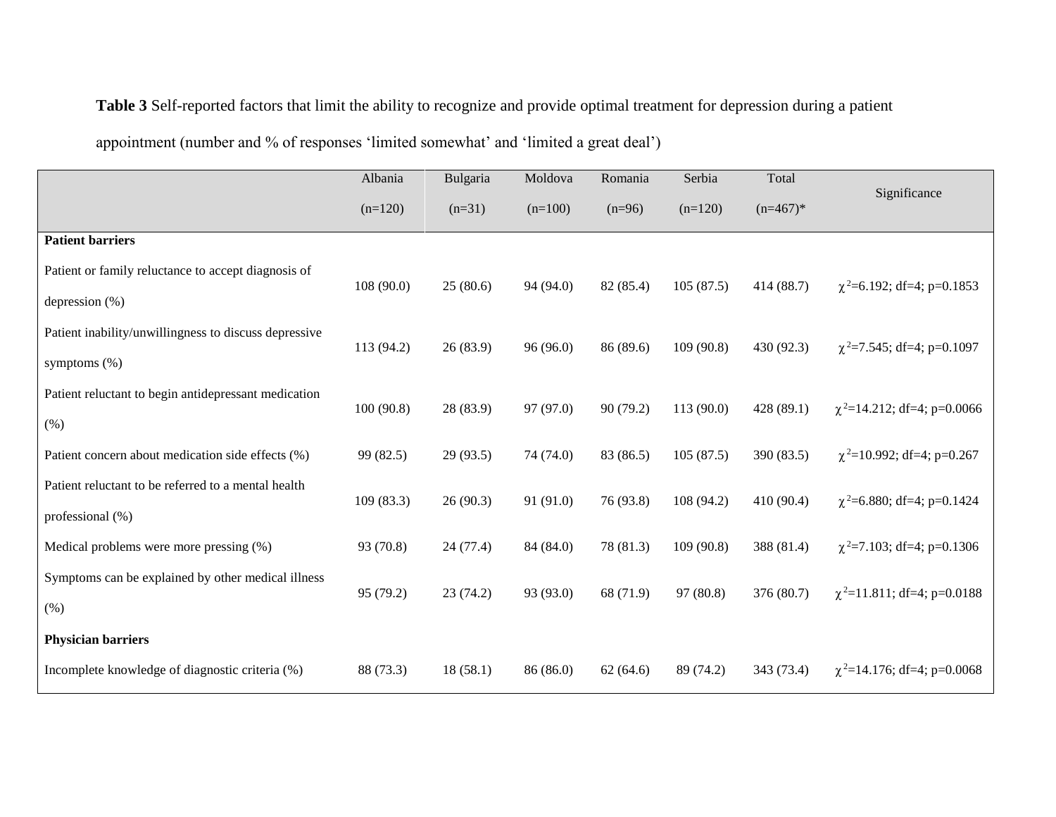**Table 3** Self-reported factors that limit the ability to recognize and provide optimal treatment for depression during a patient appointment (number and % of responses 'limited somewhat' and 'limited a great deal')

| | Albania (n=120) | Bulgaria (n=31) | Moldova (n=100) | Romania (n=96) | Serbia (n=120) | Total (n=467)* | Significance |
|---|---|---|---|---|---|---|---|
| **Patient barriers** | | | | | | | |
| Patient or family reluctance to accept diagnosis of depression (%) | 108 (90.0) | 25 (80.6) | 94 (94.0) | 82 (85.4) | 105 (87.5) | 414 (88.7) | $\chi^2$=6.192; df=4; p=0.1853 |
| Patient inability/unwillingness to discuss depressive symptoms (%) | 113 (94.2) | 26 (83.9) | 96 (96.0) | 86 (89.6) | 109 (90.8) | 430 (92.3) | $\chi^2$=7.545; df=4; p=0.1097 |
| Patient reluctant to begin antidepressant medication (%) | 100 (90.8) | 28 (83.9) | 97 (97.0) | 90 (79.2) | 113 (90.0) | 428 (89.1) | $\chi^2$=14.212; df=4; p=0.0066 |
| Patient concern about medication side effects (%) | 99 (82.5) | 29 (93.5) | 74 (74.0) | 83 (86.5) | 105 (87.5) | 390 (83.5) | $\chi^2$=10.992; df=4; p=0.267 |
| Patient reluctant to be referred to a mental health professional (%) | 109 (83.3) | 26 (90.3) | 91 (91.0) | 76 (93.8) | 108 (94.2) | 410 (90.4) | $\chi^2$=6.880; df=4; p=0.1424 |
| Medical problems were more pressing (%) | 93 (70.8) | 24 (77.4) | 84 (84.0) | 78 (81.3) | 109 (90.8) | 388 (81.4) | $\chi^2$=7.103; df=4; p=0.1306 |
| Symptoms can be explained by other medical illness (%) | 95 (79.2) | 23 (74.2) | 93 (93.0) | 68 (71.9) | 97 (80.8) | 376 (80.7) | $\chi^2$=11.811; df=4; p=0.0188 |
| **Physician barriers** | | | | | | | |
| Incomplete knowledge of diagnostic criteria (%) | 88 (73.3) | 18 (58.1) | 86 (86.0) | 62 (64.6) | 89 (74.2) | 343 (73.4) | $\chi^2$=14.176; df=4; p=0.0068 |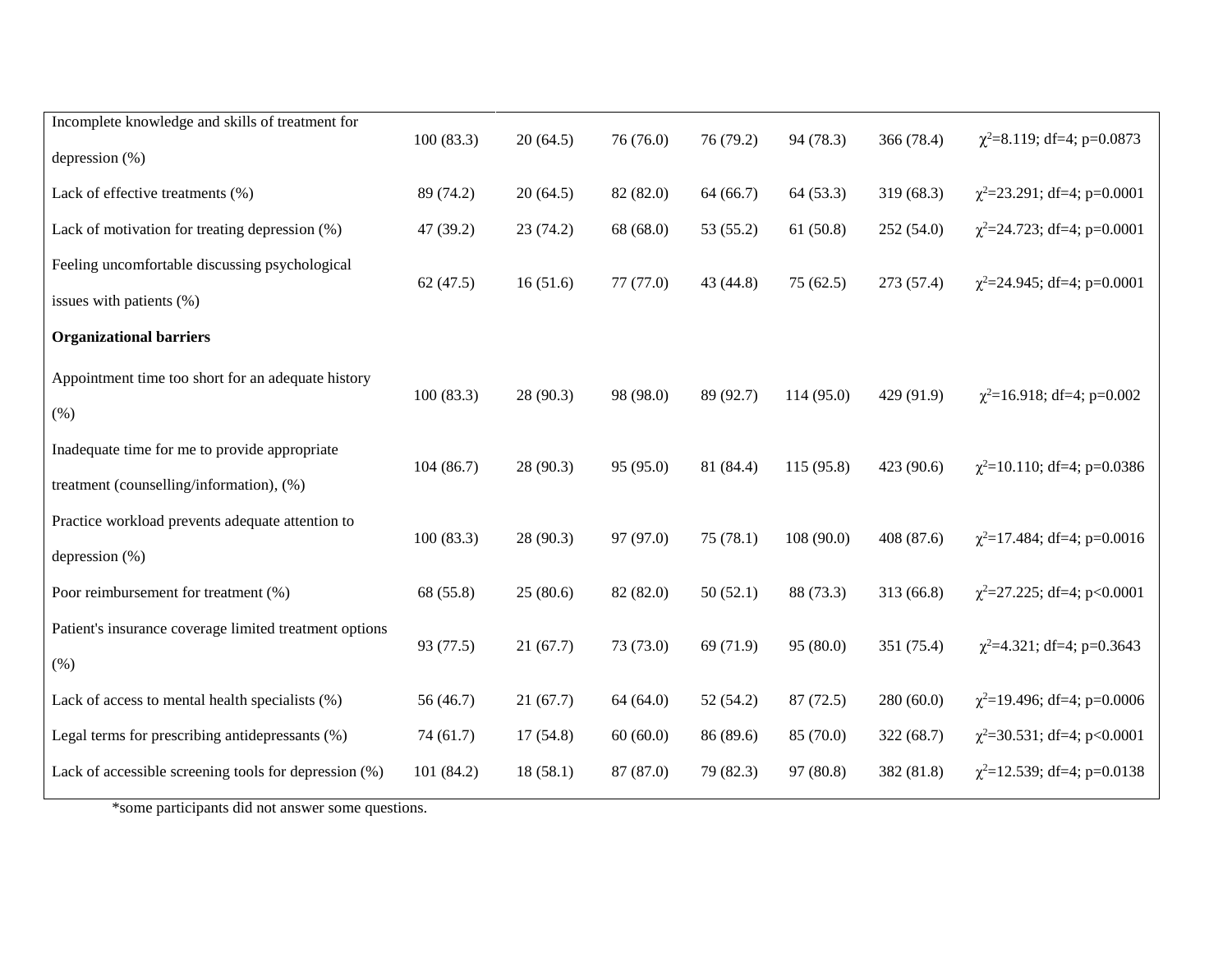| | | | | | | | |
|---|---|---|---|---|---|---|---|
| Incomplete knowledge and skills of treatment for depression (%) | 100 (83.3) | 20 (64.5) | 76 (76.0) | 76 (79.2) | 94 (78.3) | 366 (78.4) | $\chi^2$=8.119; df=4; p=0.0873 |
| Lack of effective treatments (%) | 89 (74.2) | 20 (64.5) | 82 (82.0) | 64 (66.7) | 64 (53.3) | 319 (68.3) | $\chi^2$=23.291; df=4; p=0.0001 |
| Lack of motivation for treating depression (%) | 47 (39.2) | 23 (74.2) | 68 (68.0) | 53 (55.2) | 61 (50.8) | 252 (54.0) | $\chi^2$=24.723; df=4; p=0.0001 |
| Feeling uncomfortable discussing psychological issues with patients (%) | 62 (47.5) | 16 (51.6) | 77 (77.0) | 43 (44.8) | 75 (62.5) | 273 (57.4) | $\chi^2$=24.945; df=4; p=0.0001 |
| **Organizational barriers** | | | | | | | |
| Appointment time too short for an adequate history (%) | 100 (83.3) | 28 (90.3) | 98 (98.0) | 89 (92.7) | 114 (95.0) | 429 (91.9) | $\chi^2$=16.918; df=4; p=0.002 |
| Inadequate time for me to provide appropriate treatment (counselling/information), (%) | 104 (86.7) | 28 (90.3) | 95 (95.0) | 81 (84.4) | 115 (95.8) | 423 (90.6) | $\chi^2$=10.110; df=4; p=0.0386 |
| Practice workload prevents adequate attention to depression (%) | 100 (83.3) | 28 (90.3) | 97 (97.0) | 75 (78.1) | 108 (90.0) | 408 (87.6) | $\chi^2$=17.484; df=4; p=0.0016 |
| Poor reimbursement for treatment (%) | 68 (55.8) | 25 (80.6) | 82 (82.0) | 50 (52.1) | 88 (73.3) | 313 (66.8) | $\chi^2$=27.225; df=4; p<0.0001 |
| Patient's insurance coverage limited treatment options (%) | 93 (77.5) | 21 (67.7) | 73 (73.0) | 69 (71.9) | 95 (80.0) | 351 (75.4) | $\chi^2$=4.321; df=4; p=0.3643 |
| Lack of access to mental health specialists (%) | 56 (46.7) | 21 (67.7) | 64 (64.0) | 52 (54.2) | 87 (72.5) | 280 (60.0) | $\chi^2$=19.496; df=4; p=0.0006 |
| Legal terms for prescribing antidepressants (%) | 74 (61.7) | 17 (54.8) | 60 (60.0) | 86 (89.6) | 85 (70.0) | 322 (68.7) | $\chi^2$=30.531; df=4; p<0.0001 |
| Lack of accessible screening tools for depression (%) | 101 (84.2) | 18 (58.1) | 87 (87.0) | 79 (82.3) | 97 (80.8) | 382 (81.8) | $\chi^2$=12.539; df=4; p=0.0138 |

*some participants did not answer some questions.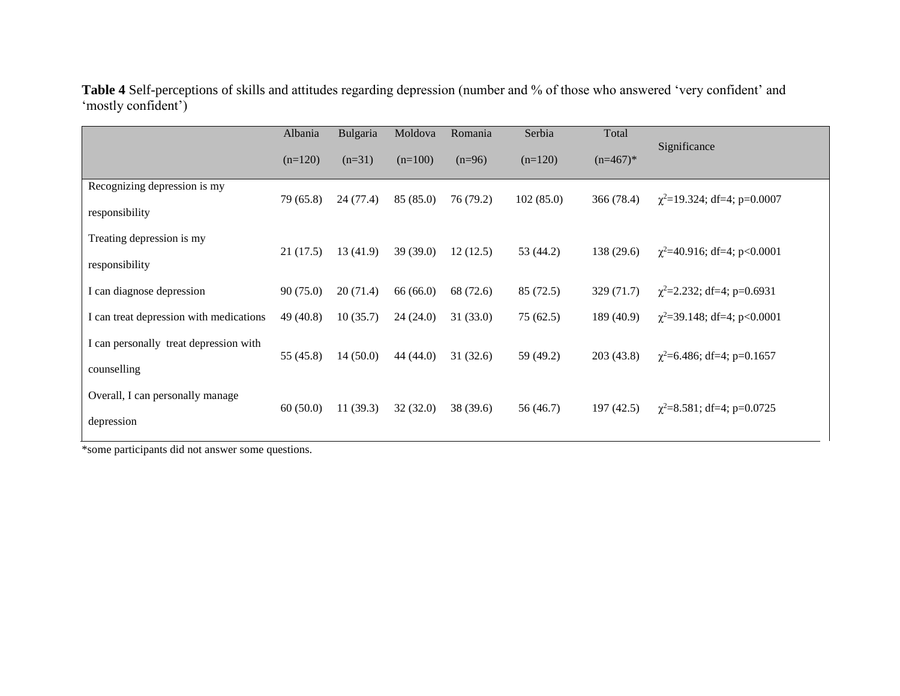**Table 4** Self-perceptions of skills and attitudes regarding depression (number and % of those who answered 'very confident' and 'mostly confident')

| | Albania (n=120) | Bulgaria (n=31) | Moldova (n=100) | Romania (n=96) | Serbia (n=120) | Total (n=467)* | Significance |
|---|---|---|---|---|---|---|---|
| Recognizing depression is my responsibility | 79 (65.8) | 24 (77.4) | 85 (85.0) | 76 (79.2) | 102 (85.0) | 366 (78.4) | $\chi^2$=19.324; df=4; p=0.0007 |
| Treating depression is my responsibility | 21 (17.5) | 13 (41.9) | 39 (39.0) | 12 (12.5) | 53 (44.2) | 138 (29.6) | $\chi^2$=40.916; df=4; p<0.0001 |
| I can diagnose depression | 90 (75.0) | 20 (71.4) | 66 (66.0) | 68 (72.6) | 85 (72.5) | 329 (71.7) | $\chi^2$=2.232; df=4; p=0.6931 |
| I can treat depression with medications | 49 (40.8) | 10 (35.7) | 24 (24.0) | 31 (33.0) | 75 (62.5) | 189 (40.9) | $\chi^2$=39.148; df=4; p<0.0001 |
| I can personally treat depression with counselling | 55 (45.8) | 14 (50.0) | 44 (44.0) | 31 (32.6) | 59 (49.2) | 203 (43.8) | $\chi^2$=6.486; df=4; p=0.1657 |
| Overall, I can personally manage depression | 60 (50.0) | 11 (39.3) | 32 (32.0) | 38 (39.6) | 56 (46.7) | 197 (42.5) | $\chi^2$=8.581; df=4; p=0.0725 |

*some participants did not answer some questions.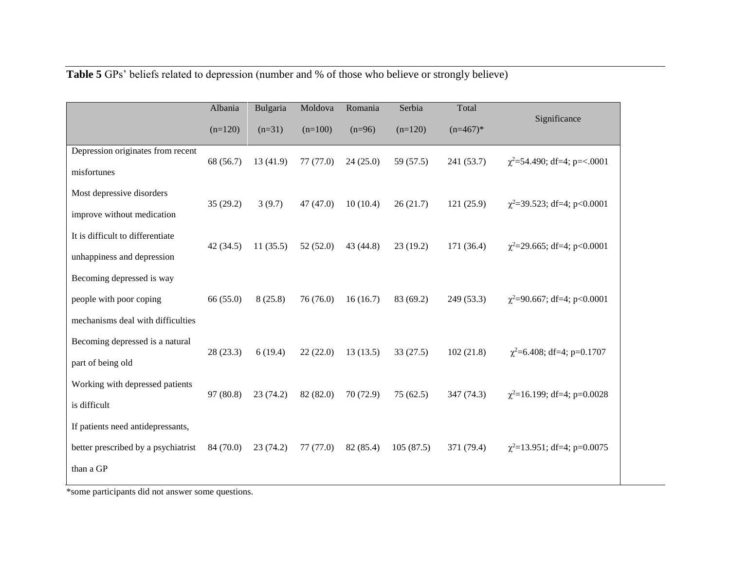**Table 5** GPs' beliefs related to depression (number and % of those who believe or strongly believe)

| | Albania (n=120) | Bulgaria (n=31) | Moldova (n=100) | Romania (n=96) | Serbia (n=120) | Total (n=467)* | Significance |
|---|---|---|---|---|---|---|---|
| Depression originates from recent misfortunes | 68 (56.7) | 13 (41.9) | 77 (77.0) | 24 (25.0) | 59 (57.5) | 241 (53.7) | $\chi^2$=54.490; df=4; p=<.0001 |
| Most depressive disorders improve without medication | 35 (29.2) | 3 (9.7) | 47 (47.0) | 10 (10.4) | 26 (21.7) | 121 (25.9) | $\chi^2$=39.523; df=4; p<0.0001 |
| It is difficult to differentiate unhappiness and depression | 42 (34.5) | 11 (35.5) | 52 (52.0) | 43 (44.8) | 23 (19.2) | 171 (36.4) | $\chi^2$=29.665; df=4; p<0.0001 |
| Becoming depressed is way people with poor coping mechanisms deal with difficulties | 66 (55.0) | 8 (25.8) | 76 (76.0) | 16 (16.7) | 83 (69.2) | 249 (53.3) | $\chi^2$=90.667; df=4; p<0.0001 |
| Becoming depressed is a natural part of being old | 28 (23.3) | 6 (19.4) | 22 (22.0) | 13 (13.5) | 33 (27.5) | 102 (21.8) | $\chi^2$=6.408; df=4; p=0.1707 |
| Working with depressed patients is difficult | 97 (80.8) | 23 (74.2) | 82 (82.0) | 70 (72.9) | 75 (62.5) | 347 (74.3) | $\chi^2$=16.199; df=4; p=0.0028 |
| If patients need antidepressants, better prescribed by a psychiatrist than a GP | 84 (70.0) | 23 (74.2) | 77 (77.0) | 82 (85.4) | 105 (87.5) | 371 (79.4) | $\chi^2$=13.951; df=4; p=0.0075 |

*some participants did not answer some questions.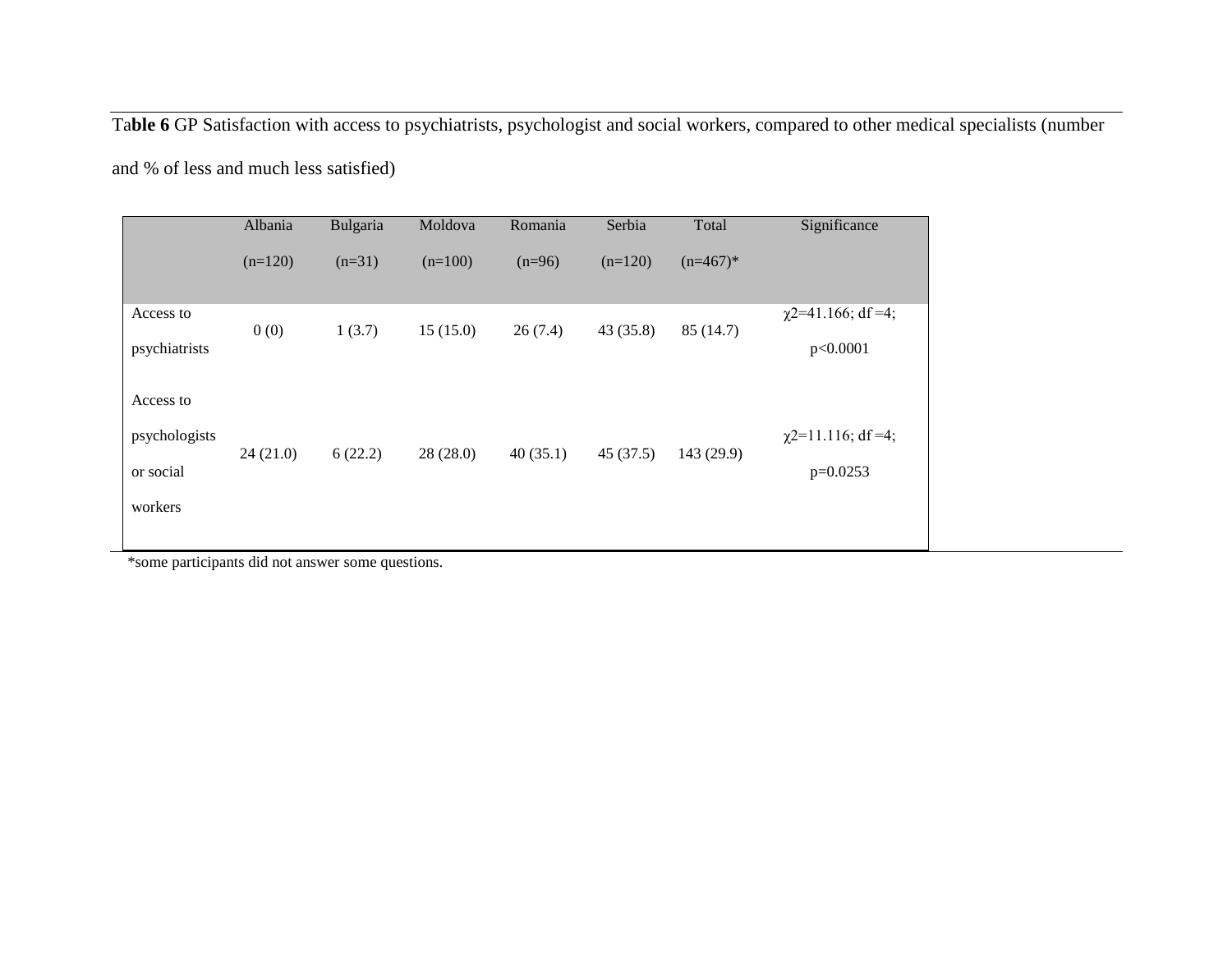**Table 6** GP Satisfaction with access to psychiatrists, psychologist and social workers, compared to other medical specialists (number and % of less and much less satisfied)

| | Albania (n=120) | Bulgaria (n=31) | Moldova (n=100) | Romania (n=96) | Serbia (n=120) | Total (n=467)* | Significance |
|---|---|---|---|---|---|---|---|
| Access to psychiatrists | 0 (0) | 1 (3.7) | 15 (15.0) | 26 (7.4) | 43 (35.8) | 85 (14.7) | $\chi2$=41.166; df =4; p<0.0001 |
| Access to psychologists or social workers | 24 (21.0) | 6 (22.2) | 28 (28.0) | 40 (35.1) | 45 (37.5) | 143 (29.9) | $\chi2$=11.116; df =4; p=0.0253 |

*some participants did not answer some questions.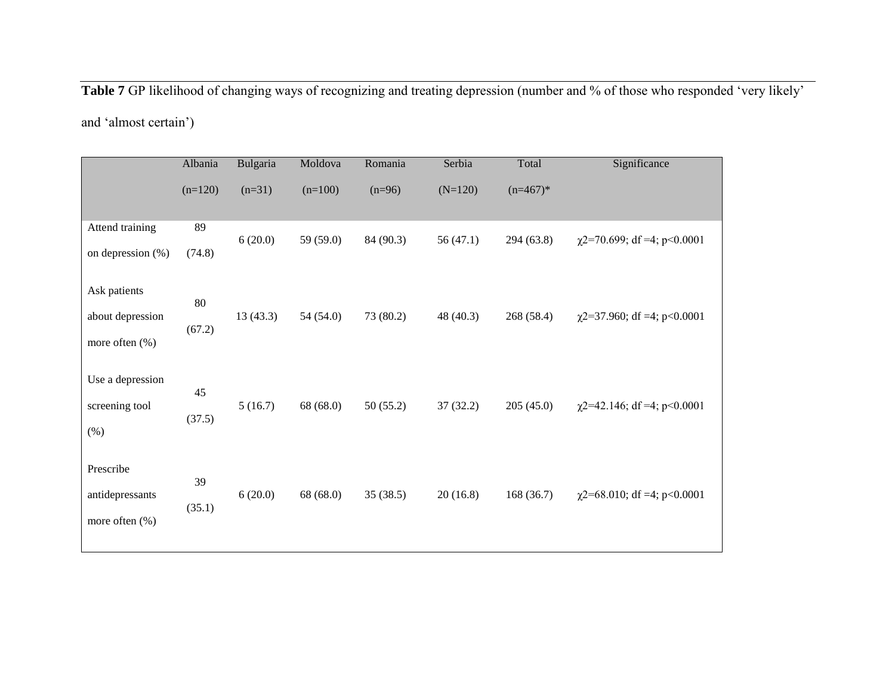**Table 7** GP likelihood of changing ways of recognizing and treating depression (number and % of those who responded 'very likely' and 'almost certain')

| | Albania (n=120) | Bulgaria (n=31) | Moldova (n=100) | Romania (n=96) | Serbia (N=120) | Total (n=467)* | Significance |
|---|---|---|---|---|---|---|---|
| Attend training on depression (%) | 89 (74.8) | 6 (20.0) | 59 (59.0) | 84 (90.3) | 56 (47.1) | 294 (63.8) | $\chi2$=70.699; df =4; p<0.0001 |
| Ask patients about depression more often (%) | 80 (67.2) | 13 (43.3) | 54 (54.0) | 73 (80.2) | 48 (40.3) | 268 (58.4) | $\chi2$=37.960; df =4; p<0.0001 |
| Use a depression screening tool (%) | 45 (37.5) | 5 (16.7) | 68 (68.0) | 50 (55.2) | 37 (32.2) | 205 (45.0) | $\chi2$=42.146; df =4; p<0.0001 |
| Prescribe antidepressants more often (%) | 39 (35.1) | 6 (20.0) | 68 (68.0) | 35 (38.5) | 20 (16.8) | 168 (36.7) | $\chi2$=68.010; df =4; p<0.0001 |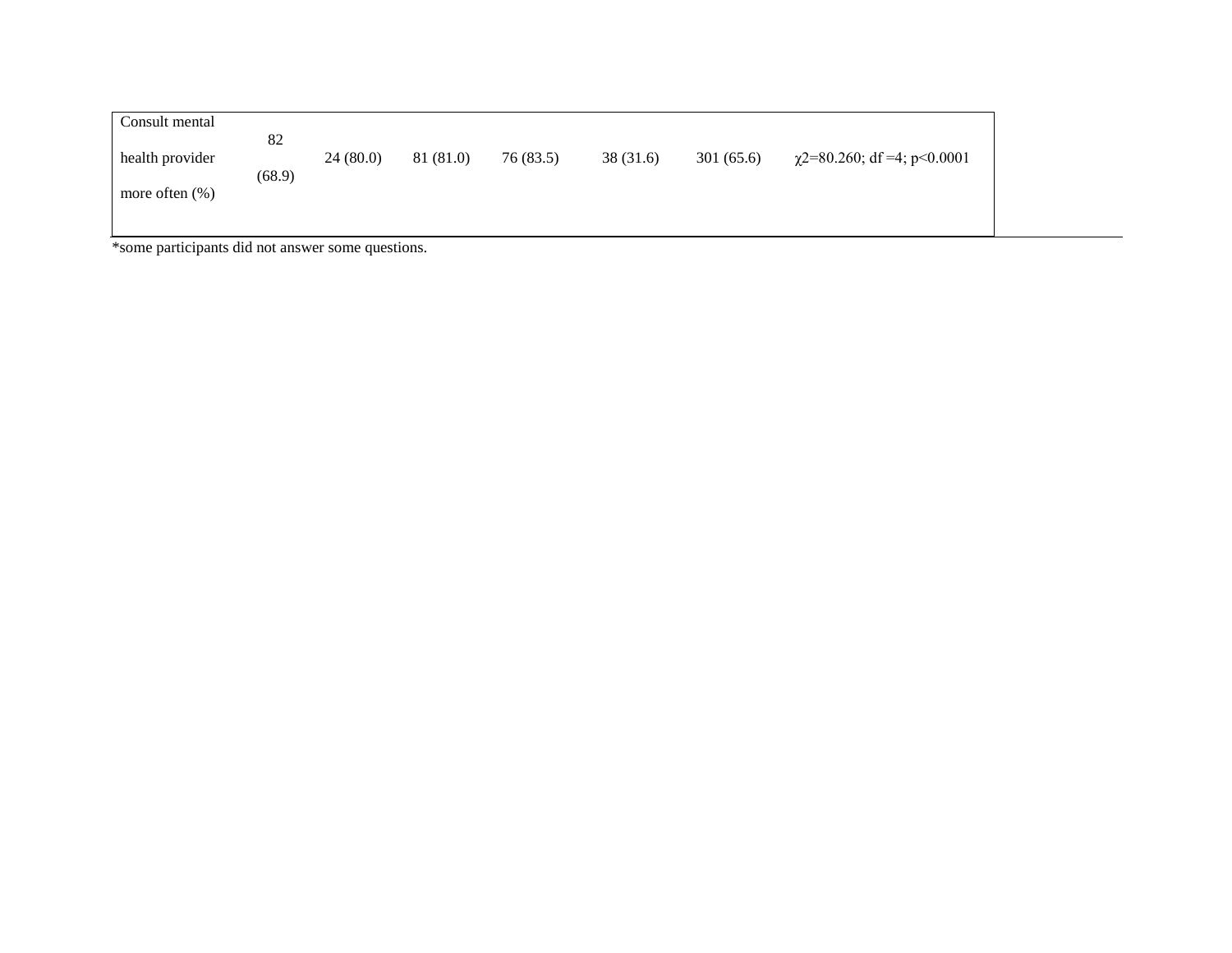| | | | | | | | |
|---|---|---|---|---|---|---|---|
| Consult mental health provider more often (%) | 82 (68.9) | 24 (80.0) | 81 (81.0) | 76 (83.5) | 38 (31.6) | 301 (65.6) | χ2=80.260; df =4; p<0.0001 |

*some participants did not answer some questions.